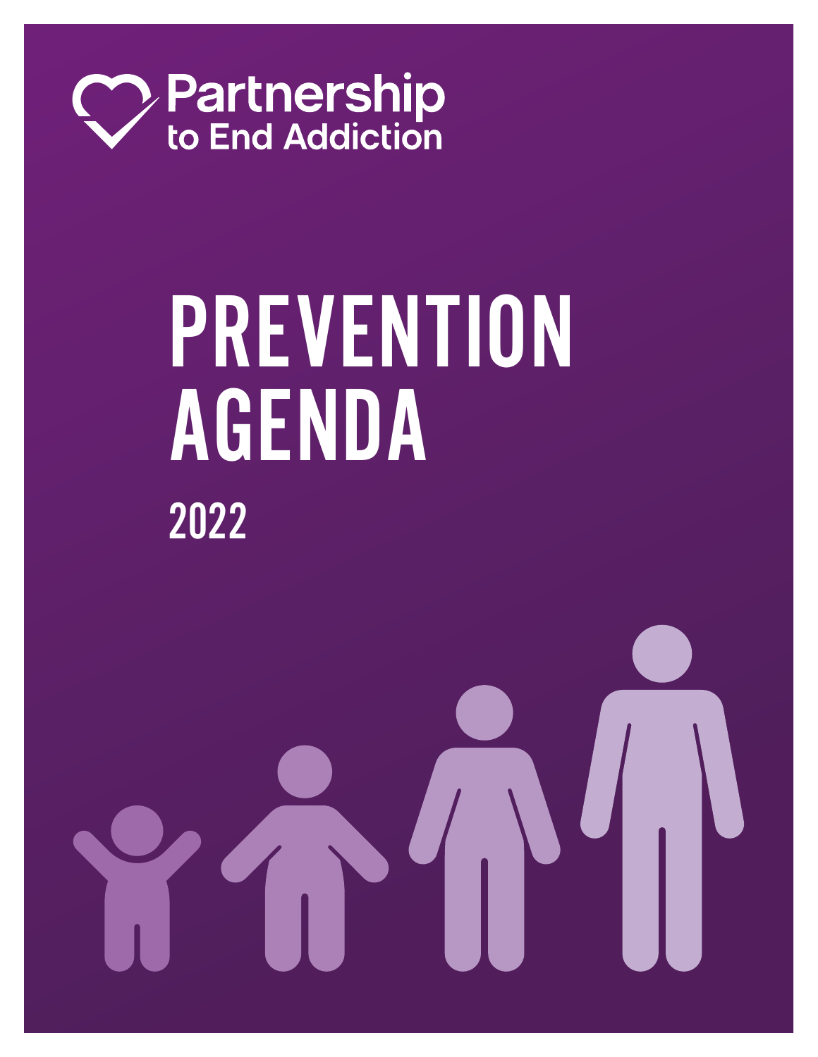Partnership to End Addiction

# PREVENTION AGENDA

## 2022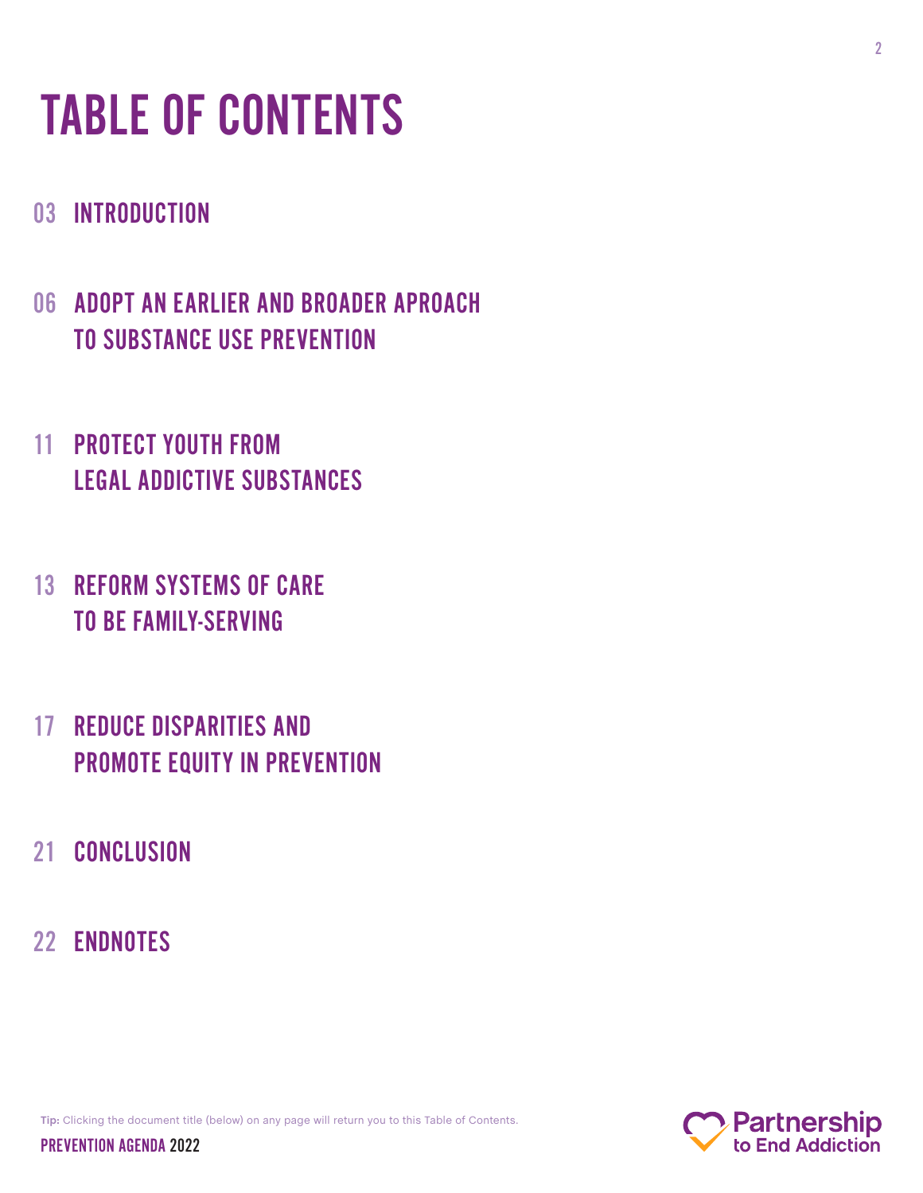# TABLE OF CONTENTS

03 INTRODUCTION

06 ADOPT AN EARLIER AND BROADER APROACH TO SUBSTANCE USE PREVENTION

11 PROTECT YOUTH FROM LEGAL ADDICTIVE SUBSTANCES

13 REFORM SYSTEMS OF CARE TO BE FAMILY-SERVING

17 REDUCE DISPARITIES AND PROMOTE EQUITY IN PREVENTION

21 CONCLUSION

22 ENDNOTES

**Tip:** Clicking the document title (below) on any page will return you to this Table of Contents.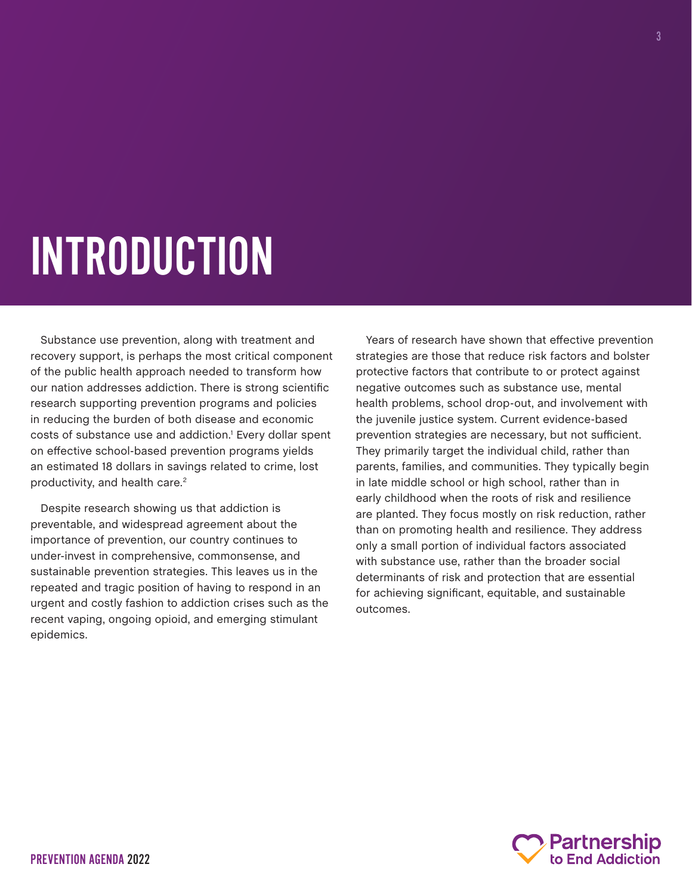# INTRODUCTION

Substance use prevention, along with treatment and recovery support, is perhaps the most critical component of the public health approach needed to transform how our nation addresses addiction. There is strong scientific research supporting prevention programs and policies in reducing the burden of both disease and economic costs of substance use and addiction.[1] Every dollar spent on effective school-based prevention programs yields an estimated 18 dollars in savings related to crime, lost productivity, and health care.[2]

Despite research showing us that addiction is preventable, and widespread agreement about the importance of prevention, our country continues to under-invest in comprehensive, commonsense, and sustainable prevention strategies. This leaves us in the repeated and tragic position of having to respond in an urgent and costly fashion to addiction crises such as the recent vaping, ongoing opioid, and emerging stimulant epidemics.

Years of research have shown that effective prevention strategies are those that reduce risk factors and bolster protective factors that contribute to or protect against negative outcomes such as substance use, mental health problems, school drop-out, and involvement with the juvenile justice system. Current evidence-based prevention strategies are necessary, but not sufficient. They primarily target the individual child, rather than parents, families, and communities. They typically begin in late middle school or high school, rather than in early childhood when the roots of risk and resilience are planted. They focus mostly on risk reduction, rather than on promoting health and resilience. They address only a small portion of individual factors associated with substance use, rather than the broader social determinants of risk and protection that are essential for achieving significant, equitable, and sustainable outcomes.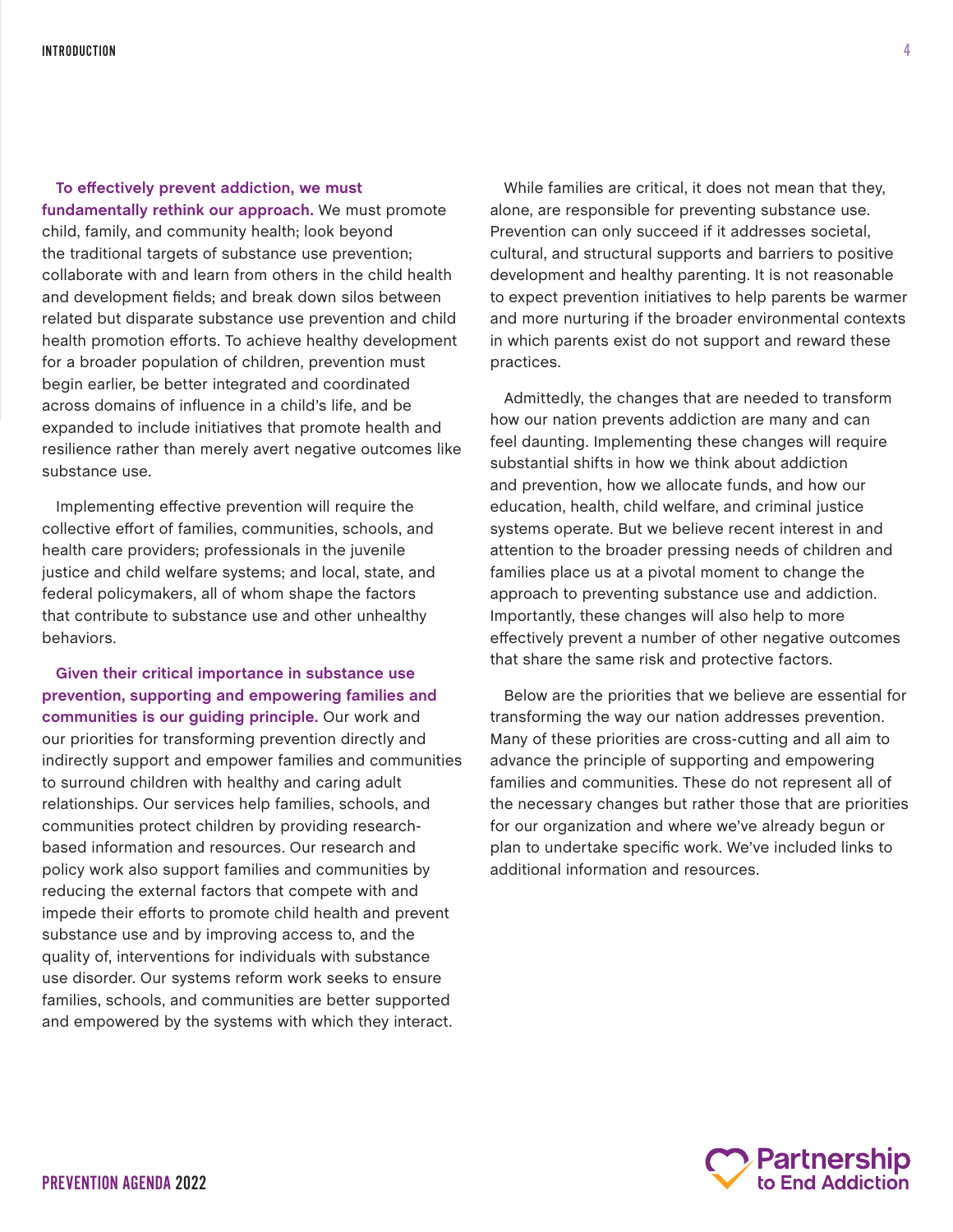**To effectively prevent addiction, we must fundamentally rethink our approach.** We must promote child, family, and community health; look beyond the traditional targets of substance use prevention; collaborate with and learn from others in the child health and development fields; and break down silos between related but disparate substance use prevention and child health promotion efforts. To achieve healthy development for a broader population of children, prevention must begin earlier, be better integrated and coordinated across domains of influence in a child's life, and be expanded to include initiatives that promote health and resilience rather than merely avert negative outcomes like substance use.

Implementing effective prevention will require the collective effort of families, communities, schools, and health care providers; professionals in the juvenile justice and child welfare systems; and local, state, and federal policymakers, all of whom shape the factors that contribute to substance use and other unhealthy behaviors.

**Given their critical importance in substance use prevention, supporting and empowering families and communities is our guiding principle.** Our work and our priorities for transforming prevention directly and indirectly support and empower families and communities to surround children with healthy and caring adult relationships. Our services help families, schools, and communities protect children by providing research-based information and resources. Our research and policy work also support families and communities by reducing the external factors that compete with and impede their efforts to promote child health and prevent substance use and by improving access to, and the quality of, interventions for individuals with substance use disorder. Our systems reform work seeks to ensure families, schools, and communities are better supported and empowered by the systems with which they interact.

While families are critical, it does not mean that they, alone, are responsible for preventing substance use. Prevention can only succeed if it addresses societal, cultural, and structural supports and barriers to positive development and healthy parenting. It is not reasonable to expect prevention initiatives to help parents be warmer and more nurturing if the broader environmental contexts in which parents exist do not support and reward these practices.

Admittedly, the changes that are needed to transform how our nation prevents addiction are many and can feel daunting. Implementing these changes will require substantial shifts in how we think about addiction and prevention, how we allocate funds, and how our education, health, child welfare, and criminal justice systems operate. But we believe recent interest in and attention to the broader pressing needs of children and families place us at a pivotal moment to change the approach to preventing substance use and addiction. Importantly, these changes will also help to more effectively prevent a number of other negative outcomes that share the same risk and protective factors.

Below are the priorities that we believe are essential for transforming the way our nation addresses prevention. Many of these priorities are cross-cutting and all aim to advance the principle of supporting and empowering families and communities. These do not represent all of the necessary changes but rather those that are priorities for our organization and where we've already begun or plan to undertake specific work. We've included links to additional information and resources.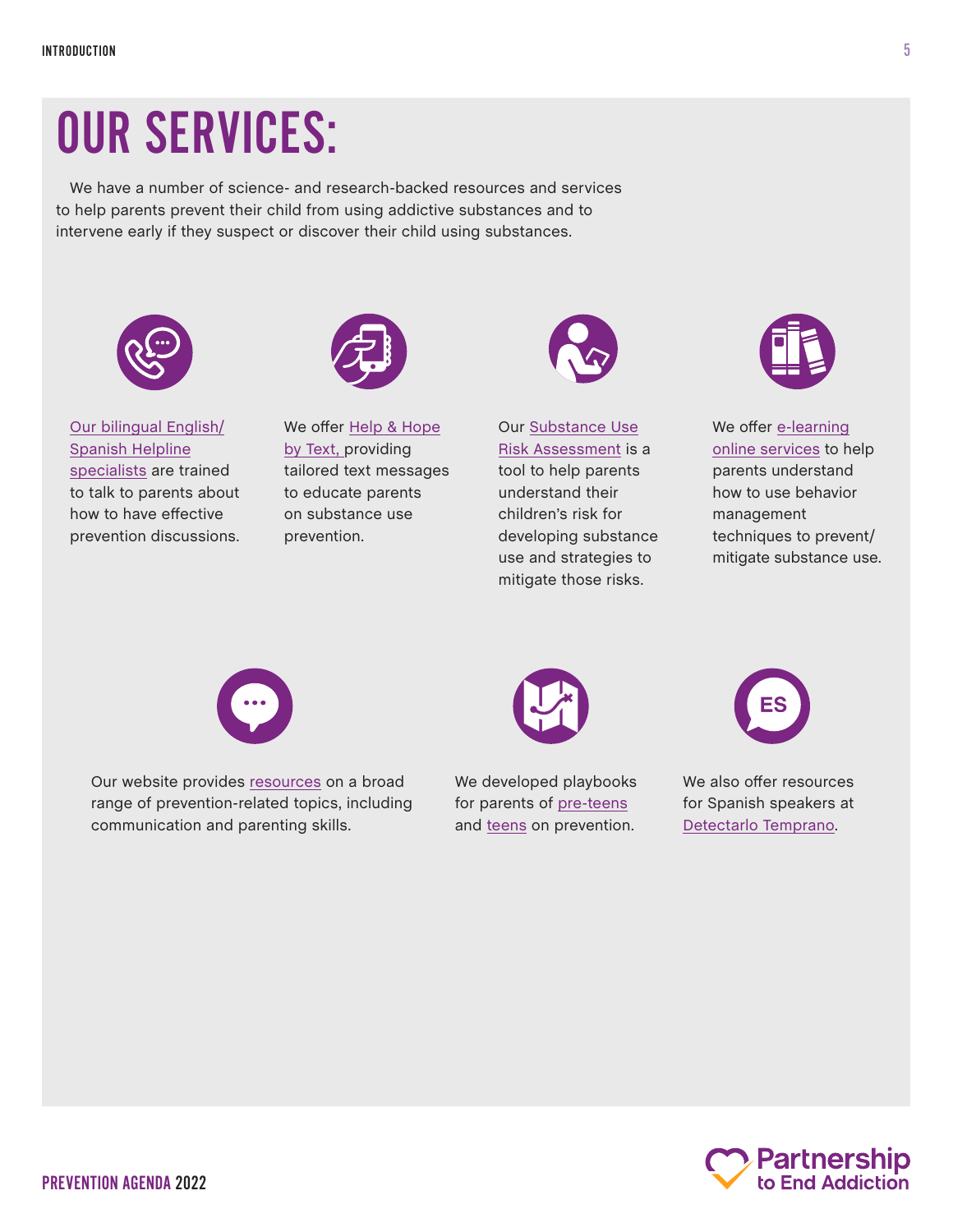# OUR SERVICES:

We have a number of science- and research-backed resources and services to help parents prevent their child from using addictive substances and to intervene early if they suspect or discover their child using substances.

Our bilingual English/Spanish Helpline specialists are trained to talk to parents about how to have effective prevention discussions.

We offer Help & Hope by Text, providing tailored text messages to educate parents on substance use prevention.

Our Substance Use Risk Assessment is a tool to help parents understand their children's risk for developing substance use and strategies to mitigate those risks.

We offer e-learning online services to help parents understand how to use behavior management techniques to prevent/mitigate substance use.

Our website provides resources on a broad range of prevention-related topics, including communication and parenting skills.

We developed playbooks for parents of pre-teens and teens on prevention.

We also offer resources for Spanish speakers at Detectarlo Temprano.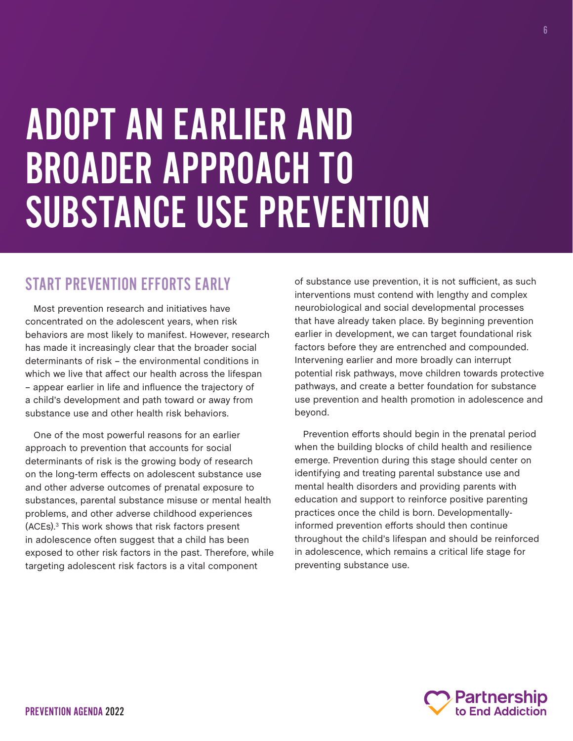# ADOPT AN EARLIER AND BROADER APPROACH TO SUBSTANCE USE PREVENTION

## START PREVENTION EFFORTS EARLY

Most prevention research and initiatives have concentrated on the adolescent years, when risk behaviors are most likely to manifest. However, research has made it increasingly clear that the broader social determinants of risk – the environmental conditions in which we live that affect our health across the lifespan – appear earlier in life and influence the trajectory of a child's development and path toward or away from substance use and other health risk behaviors.

One of the most powerful reasons for an earlier approach to prevention that accounts for social determinants of risk is the growing body of research on the long-term effects on adolescent substance use and other adverse outcomes of prenatal exposure to substances, parental substance misuse or mental health problems, and other adverse childhood experiences (ACEs).[3] This work shows that risk factors present in adolescence often suggest that a child has been exposed to other risk factors in the past. Therefore, while targeting adolescent risk factors is a vital component of substance use prevention, it is not sufficient, as such interventions must contend with lengthy and complex neurobiological and social developmental processes that have already taken place. By beginning prevention earlier in development, we can target foundational risk factors before they are entrenched and compounded. Intervening earlier and more broadly can interrupt potential risk pathways, move children towards protective pathways, and create a better foundation for substance use prevention and health promotion in adolescence and beyond.

Prevention efforts should begin in the prenatal period when the building blocks of child health and resilience emerge. Prevention during this stage should center on identifying and treating parental substance use and mental health disorders and providing parents with education and support to reinforce positive parenting practices once the child is born. Developmentally-informed prevention efforts should then continue throughout the child's lifespan and should be reinforced in adolescence, which remains a critical life stage for preventing substance use.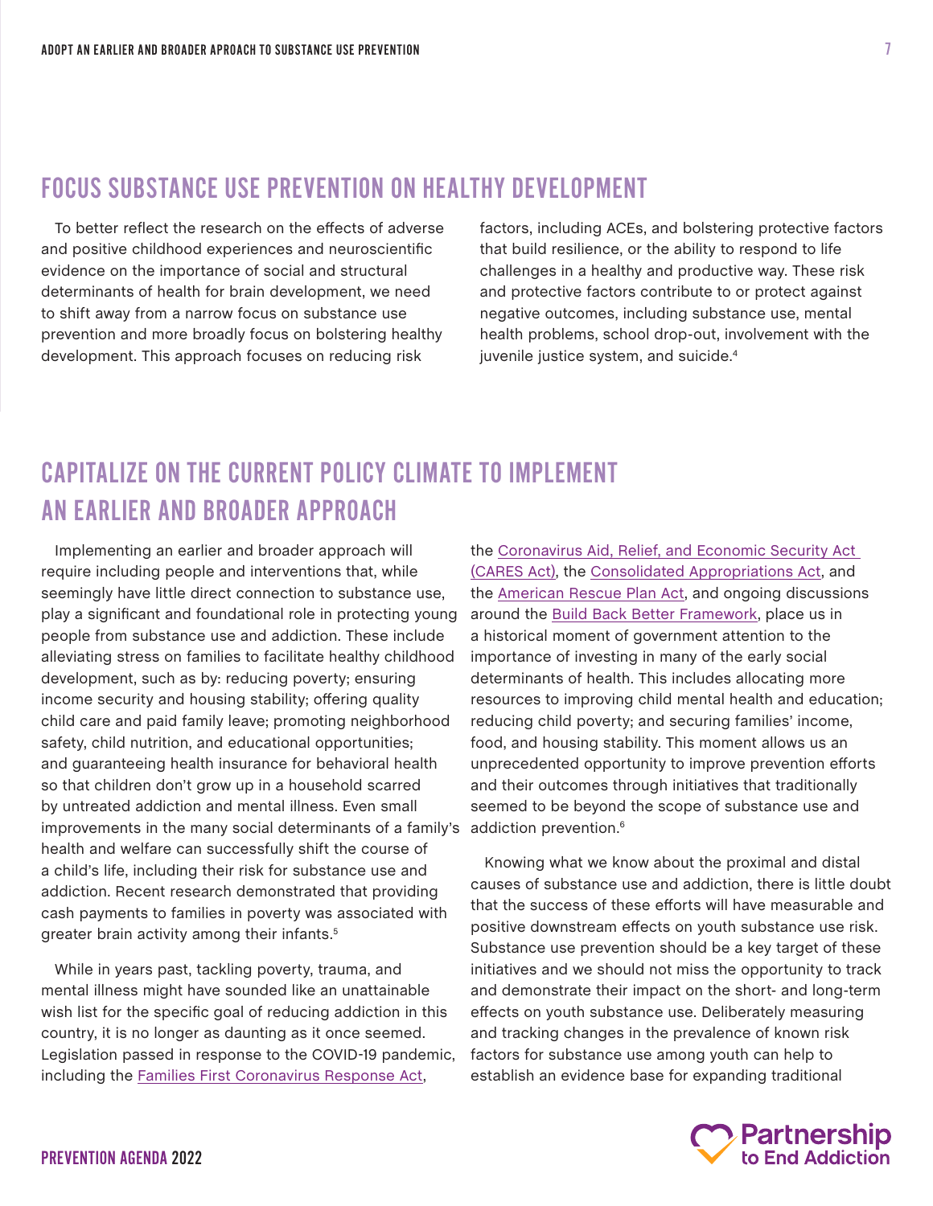## FOCUS SUBSTANCE USE PREVENTION ON HEALTHY DEVELOPMENT

To better reflect the research on the effects of adverse and positive childhood experiences and neuroscientific evidence on the importance of social and structural determinants of health for brain development, we need to shift away from a narrow focus on substance use prevention and more broadly focus on bolstering healthy development. This approach focuses on reducing risk factors, including ACEs, and bolstering protective factors that build resilience, or the ability to respond to life challenges in a healthy and productive way. These risk and protective factors contribute to or protect against negative outcomes, including substance use, mental health problems, school drop-out, involvement with the juvenile justice system, and suicide.[4]

## CAPITALIZE ON THE CURRENT POLICY CLIMATE TO IMPLEMENT AN EARLIER AND BROADER APPROACH

Implementing an earlier and broader approach will require including people and interventions that, while seemingly have little direct connection to substance use, play a significant and foundational role in protecting young people from substance use and addiction. These include alleviating stress on families to facilitate healthy childhood development, such as by: reducing poverty; ensuring income security and housing stability; offering quality child care and paid family leave; promoting neighborhood safety, child nutrition, and educational opportunities; and guaranteeing health insurance for behavioral health so that children don't grow up in a household scarred by untreated addiction and mental illness. Even small improvements in the many social determinants of a family's health and welfare can successfully shift the course of a child's life, including their risk for substance use and addiction. Recent research demonstrated that providing cash payments to families in poverty was associated with greater brain activity among their infants.[5]

While in years past, tackling poverty, trauma, and mental illness might have sounded like an unattainable wish list for the specific goal of reducing addiction in this country, it is no longer as daunting as it once seemed. Legislation passed in response to the COVID-19 pandemic, including the Families First Coronavirus Response Act, the Coronavirus Aid, Relief, and Economic Security Act (CARES Act), the Consolidated Appropriations Act, and the American Rescue Plan Act, and ongoing discussions around the Build Back Better Framework, place us in a historical moment of government attention to the importance of investing in many of the early social determinants of health. This includes allocating more resources to improving child mental health and education; reducing child poverty; and securing families' income, food, and housing stability. This moment allows us an unprecedented opportunity to improve prevention efforts and their outcomes through initiatives that traditionally seemed to be beyond the scope of substance use and addiction prevention.[6]

Knowing what we know about the proximal and distal causes of substance use and addiction, there is little doubt that the success of these efforts will have measurable and positive downstream effects on youth substance use risk. Substance use prevention should be a key target of these initiatives and we should not miss the opportunity to track and demonstrate their impact on the short- and long-term effects on youth substance use. Deliberately measuring and tracking changes in the prevalence of known risk factors for substance use among youth can help to establish an evidence base for expanding traditional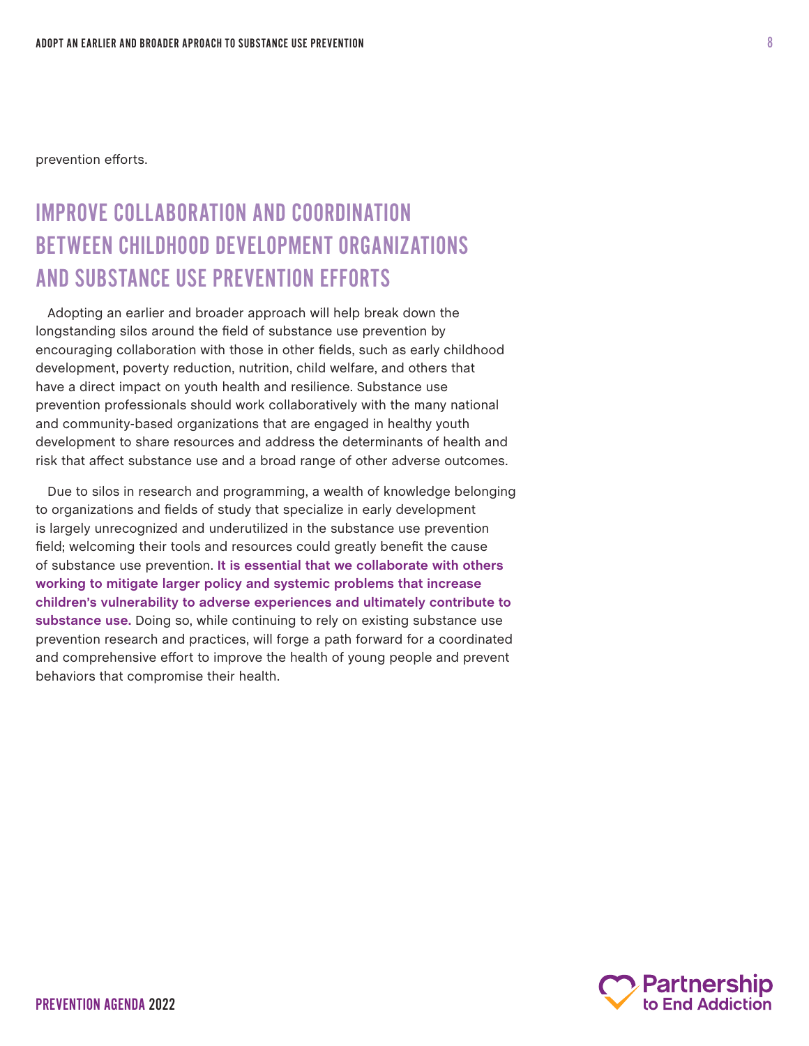prevention efforts.

## IMPROVE COLLABORATION AND COORDINATION BETWEEN CHILDHOOD DEVELOPMENT ORGANIZATIONS AND SUBSTANCE USE PREVENTION EFFORTS

Adopting an earlier and broader approach will help break down the longstanding silos around the field of substance use prevention by encouraging collaboration with those in other fields, such as early childhood development, poverty reduction, nutrition, child welfare, and others that have a direct impact on youth health and resilience. Substance use prevention professionals should work collaboratively with the many national and community-based organizations that are engaged in healthy youth development to share resources and address the determinants of health and risk that affect substance use and a broad range of other adverse outcomes.

Due to silos in research and programming, a wealth of knowledge belonging to organizations and fields of study that specialize in early development is largely unrecognized and underutilized in the substance use prevention field; welcoming their tools and resources could greatly benefit the cause of substance use prevention. **It is essential that we collaborate with others working to mitigate larger policy and systemic problems that increase children's vulnerability to adverse experiences and ultimately contribute to substance use.** Doing so, while continuing to rely on existing substance use prevention research and practices, will forge a path forward for a coordinated and comprehensive effort to improve the health of young people and prevent behaviors that compromise their health.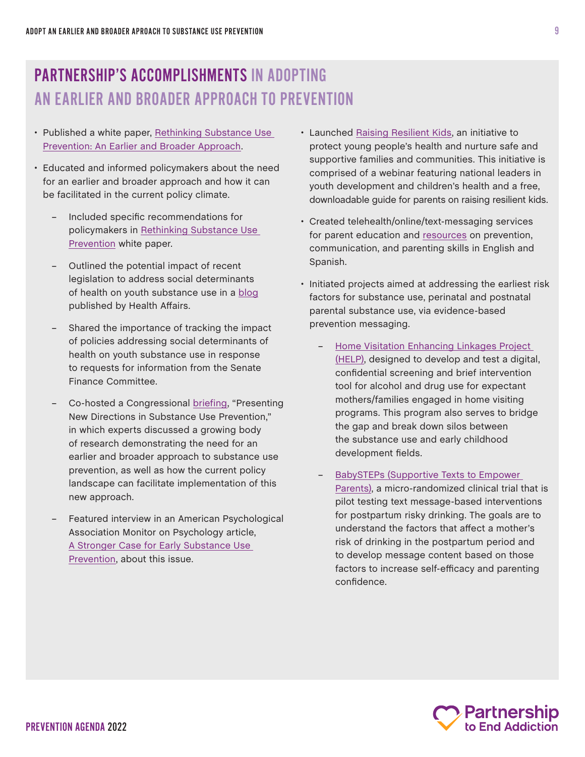## PARTNERSHIP'S ACCOMPLISHMENTS IN ADOPTING AN EARLIER AND BROADER APPROACH TO PREVENTION

- Published a white paper, Rethinking Substance Use Prevention: An Earlier and Broader Approach.
- Educated and informed policymakers about the need for an earlier and broader approach and how it can be facilitated in the current policy climate.
  - Included specific recommendations for policymakers in Rethinking Substance Use Prevention white paper.
  - Outlined the potential impact of recent legislation to address social determinants of health on youth substance use in a blog published by Health Affairs.
  - Shared the importance of tracking the impact of policies addressing social determinants of health on youth substance use in response to requests for information from the Senate Finance Committee.
  - Co-hosted a Congressional briefing, "Presenting New Directions in Substance Use Prevention," in which experts discussed a growing body of research demonstrating the need for an earlier and broader approach to substance use prevention, as well as how the current policy landscape can facilitate implementation of this new approach.
  - Featured interview in an American Psychological Association Monitor on Psychology article, A Stronger Case for Early Substance Use Prevention, about this issue.
- Launched Raising Resilient Kids, an initiative to protect young people's health and nurture safe and supportive families and communities. This initiative is comprised of a webinar featuring national leaders in youth development and children's health and a free, downloadable guide for parents on raising resilient kids.
- Created telehealth/online/text-messaging services for parent education and resources on prevention, communication, and parenting skills in English and Spanish.
- Initiated projects aimed at addressing the earliest risk factors for substance use, perinatal and postnatal parental substance use, via evidence-based prevention messaging.
  - Home Visitation Enhancing Linkages Project (HELP), designed to develop and test a digital, confidential screening and brief intervention tool for alcohol and drug use for expectant mothers/families engaged in home visiting programs. This program also serves to bridge the gap and break down silos between the substance use and early childhood development fields.
  - BabySTEPs (Supportive Texts to Empower Parents), a micro-randomized clinical trial that is pilot testing text message-based interventions for postpartum risky drinking. The goals are to understand the factors that affect a mother's risk of drinking in the postpartum period and to develop message content based on those factors to increase self-efficacy and parenting confidence.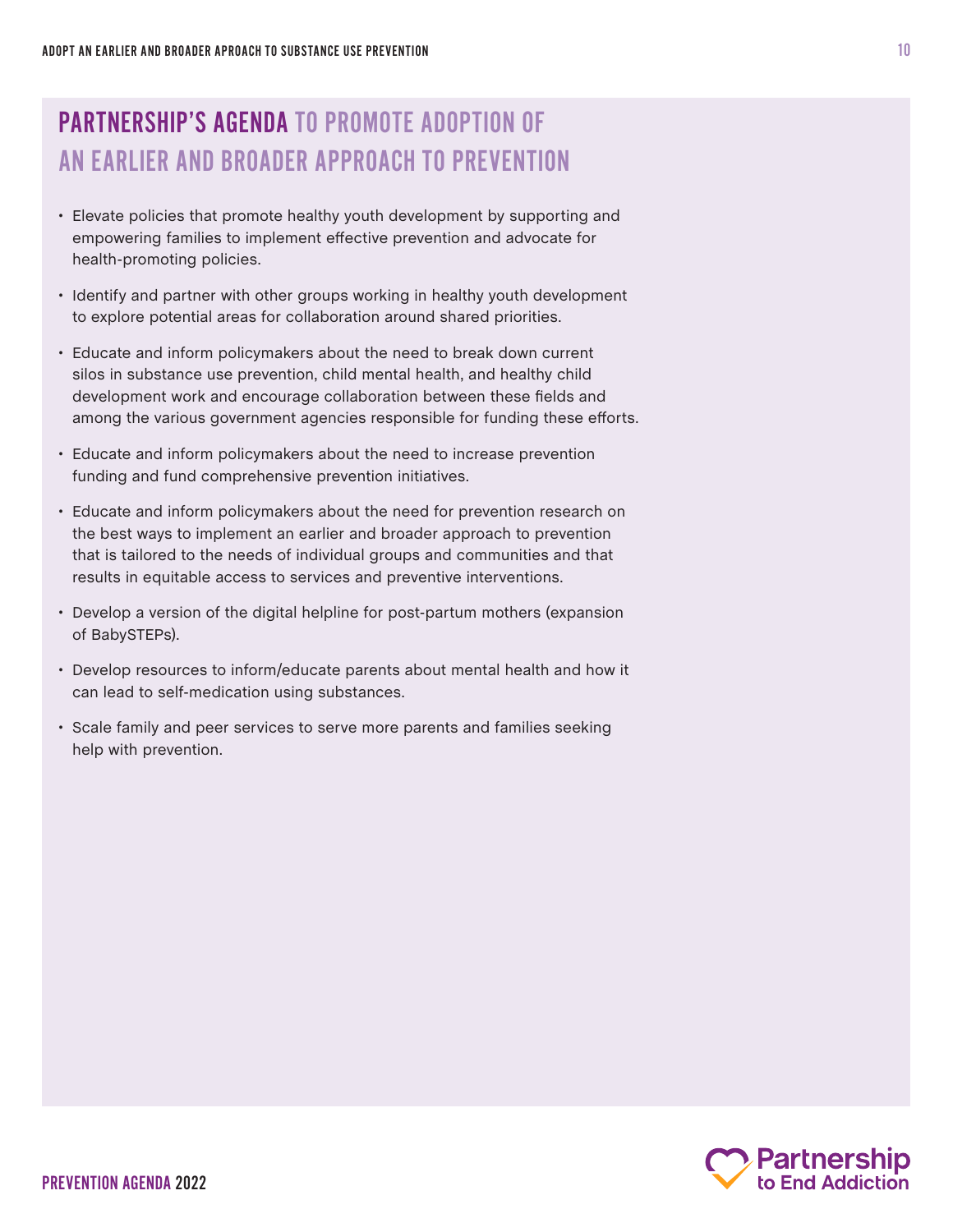## PARTNERSHIP'S AGENDA TO PROMOTE ADOPTION OF AN EARLIER AND BROADER APPROACH TO PREVENTION

- Elevate policies that promote healthy youth development by supporting and empowering families to implement effective prevention and advocate for health-promoting policies.
- Identify and partner with other groups working in healthy youth development to explore potential areas for collaboration around shared priorities.
- Educate and inform policymakers about the need to break down current silos in substance use prevention, child mental health, and healthy child development work and encourage collaboration between these fields and among the various government agencies responsible for funding these efforts.
- Educate and inform policymakers about the need to increase prevention funding and fund comprehensive prevention initiatives.
- Educate and inform policymakers about the need for prevention research on the best ways to implement an earlier and broader approach to prevention that is tailored to the needs of individual groups and communities and that results in equitable access to services and preventive interventions.
- Develop a version of the digital helpline for post-partum mothers (expansion of BabySTEPs).
- Develop resources to inform/educate parents about mental health and how it can lead to self-medication using substances.
- Scale family and peer services to serve more parents and families seeking help with prevention.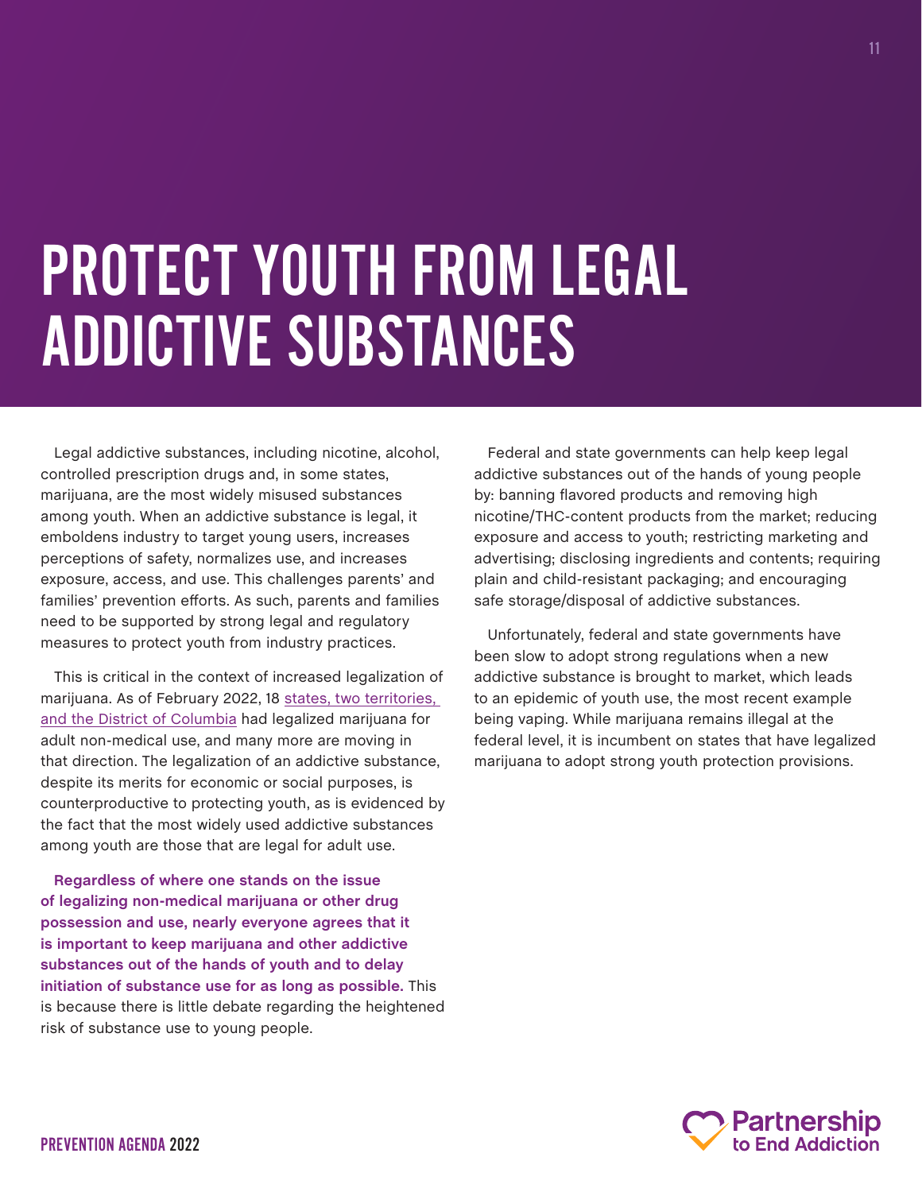# PROTECT YOUTH FROM LEGAL ADDICTIVE SUBSTANCES

Legal addictive substances, including nicotine, alcohol, controlled prescription drugs and, in some states, marijuana, are the most widely misused substances among youth. When an addictive substance is legal, it emboldens industry to target young users, increases perceptions of safety, normalizes use, and increases exposure, access, and use. This challenges parents' and families' prevention efforts. As such, parents and families need to be supported by strong legal and regulatory measures to protect youth from industry practices.

This is critical in the context of increased legalization of marijuana. As of February 2022, 18 states, two territories, and the District of Columbia had legalized marijuana for adult non-medical use, and many more are moving in that direction. The legalization of an addictive substance, despite its merits for economic or social purposes, is counterproductive to protecting youth, as is evidenced by the fact that the most widely used addictive substances among youth are those that are legal for adult use.

**Regardless of where one stands on the issue of legalizing non-medical marijuana or other drug possession and use, nearly everyone agrees that it is important to keep marijuana and other addictive substances out of the hands of youth and to delay initiation of substance use for as long as possible.** This is because there is little debate regarding the heightened risk of substance use to young people.

Federal and state governments can help keep legal addictive substances out of the hands of young people by: banning flavored products and removing high nicotine/THC-content products from the market; reducing exposure and access to youth; restricting marketing and advertising; disclosing ingredients and contents; requiring plain and child-resistant packaging; and encouraging safe storage/disposal of addictive substances.

Unfortunately, federal and state governments have been slow to adopt strong regulations when a new addictive substance is brought to market, which leads to an epidemic of youth use, the most recent example being vaping. While marijuana remains illegal at the federal level, it is incumbent on states that have legalized marijuana to adopt strong youth protection provisions.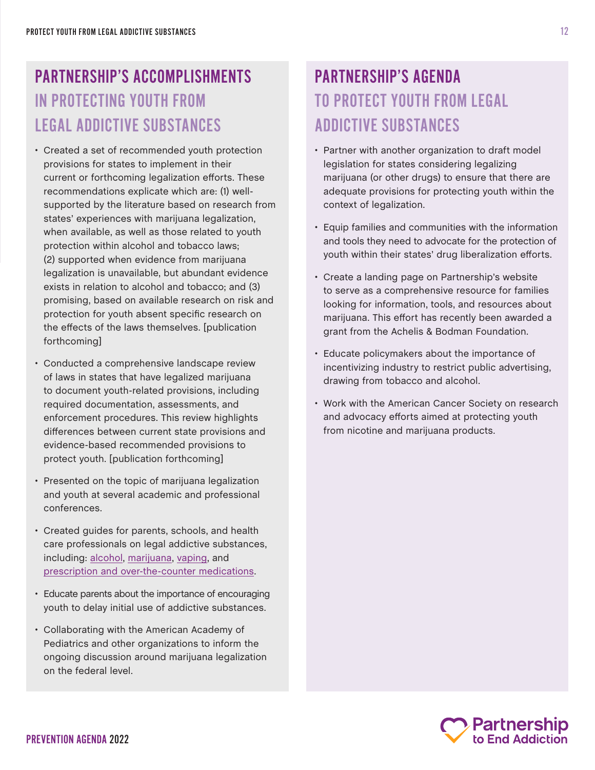## PARTNERSHIP'S ACCOMPLISHMENTS IN PROTECTING YOUTH FROM LEGAL ADDICTIVE SUBSTANCES

- Created a set of recommended youth protection provisions for states to implement in their current or forthcoming legalization efforts. These recommendations explicate which are: (1) well-supported by the literature based on research from states' experiences with marijuana legalization, when available, as well as those related to youth protection within alcohol and tobacco laws; (2) supported when evidence from marijuana legalization is unavailable, but abundant evidence exists in relation to alcohol and tobacco; and (3) promising, based on available research on risk and protection for youth absent specific research on the effects of the laws themselves. [publication forthcoming]
- Conducted a comprehensive landscape review of laws in states that have legalized marijuana to document youth-related provisions, including required documentation, assessments, and enforcement procedures. This review highlights differences between current state provisions and evidence-based recommended provisions to protect youth. [publication forthcoming]
- Presented on the topic of marijuana legalization and youth at several academic and professional conferences.
- Created guides for parents, schools, and health care professionals on legal addictive substances, including: alcohol, marijuana, vaping, and prescription and over-the-counter medications.
- Educate parents about the importance of encouraging youth to delay initial use of addictive substances.
- Collaborating with the American Academy of Pediatrics and other organizations to inform the ongoing discussion around marijuana legalization on the federal level.

## PARTNERSHIP'S AGENDA TO PROTECT YOUTH FROM LEGAL ADDICTIVE SUBSTANCES

- Partner with another organization to draft model legislation for states considering legalizing marijuana (or other drugs) to ensure that there are adequate provisions for protecting youth within the context of legalization.
- Equip families and communities with the information and tools they need to advocate for the protection of youth within their states' drug liberalization efforts.
- Create a landing page on Partnership's website to serve as a comprehensive resource for families looking for information, tools, and resources about marijuana. This effort has recently been awarded a grant from the Achelis & Bodman Foundation.
- Educate policymakers about the importance of incentivizing industry to restrict public advertising, drawing from tobacco and alcohol.
- Work with the American Cancer Society on research and advocacy efforts aimed at protecting youth from nicotine and marijuana products.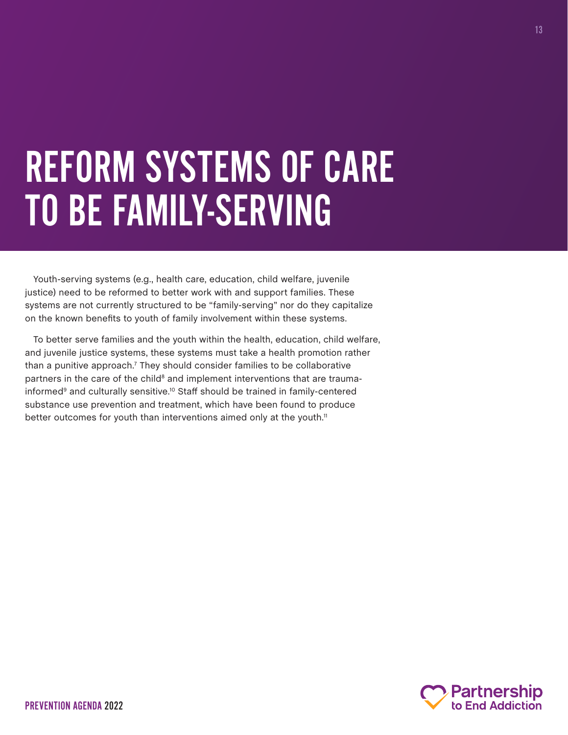# REFORM SYSTEMS OF CARE TO BE FAMILY-SERVING

Youth-serving systems (e.g., health care, education, child welfare, juvenile justice) need to be reformed to better work with and support families. These systems are not currently structured to be "family-serving" nor do they capitalize on the known benefits to youth of family involvement within these systems.

To better serve families and the youth within the health, education, child welfare, and juvenile justice systems, these systems must take a health promotion rather than a punitive approach.[7] They should consider families to be collaborative partners in the care of the child[8] and implement interventions that are trauma-informed[9] and culturally sensitive.[10] Staff should be trained in family-centered substance use prevention and treatment, which have been found to produce better outcomes for youth than interventions aimed only at the youth.[11]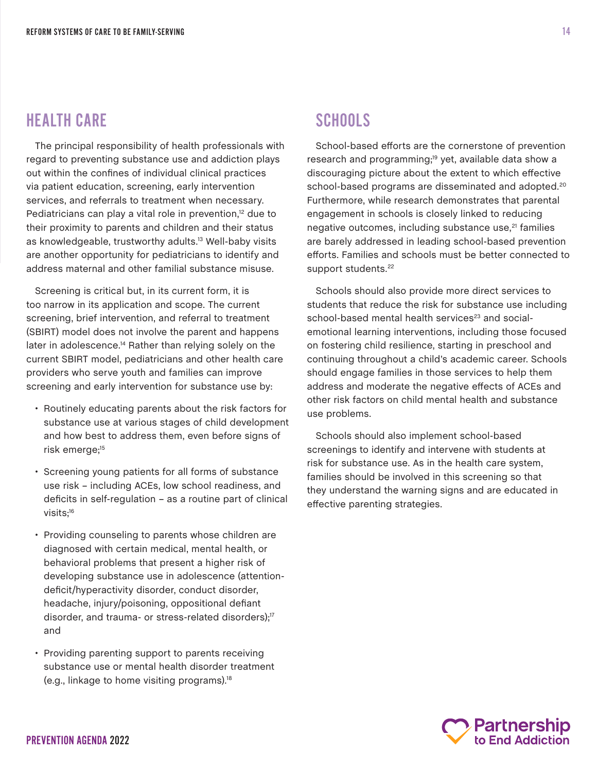## HEALTH CARE

The principal responsibility of health professionals with regard to preventing substance use and addiction plays out within the confines of individual clinical practices via patient education, screening, early intervention services, and referrals to treatment when necessary. Pediatricians can play a vital role in prevention,[12] due to their proximity to parents and children and their status as knowledgeable, trustworthy adults.[13] Well-baby visits are another opportunity for pediatricians to identify and address maternal and other familial substance misuse.

Screening is critical but, in its current form, it is too narrow in its application and scope. The current screening, brief intervention, and referral to treatment (SBIRT) model does not involve the parent and happens later in adolescence.[14] Rather than relying solely on the current SBIRT model, pediatricians and other health care providers who serve youth and families can improve screening and early intervention for substance use by:

- Routinely educating parents about the risk factors for substance use at various stages of child development and how best to address them, even before signs of risk emerge;[15]
- Screening young patients for all forms of substance use risk – including ACEs, low school readiness, and deficits in self-regulation – as a routine part of clinical visits;[16]
- Providing counseling to parents whose children are diagnosed with certain medical, mental health, or behavioral problems that present a higher risk of developing substance use in adolescence (attention-deficit/hyperactivity disorder, conduct disorder, headache, injury/poisoning, oppositional defiant disorder, and trauma- or stress-related disorders);[17] and
- Providing parenting support to parents receiving substance use or mental health disorder treatment (e.g., linkage to home visiting programs).[18]

## SCHOOLS

School-based efforts are the cornerstone of prevention research and programming;[19] yet, available data show a discouraging picture about the extent to which effective school-based programs are disseminated and adopted.[20] Furthermore, while research demonstrates that parental engagement in schools is closely linked to reducing negative outcomes, including substance use,[21] families are barely addressed in leading school-based prevention efforts. Families and schools must be better connected to support students.[22]

Schools should also provide more direct services to students that reduce the risk for substance use including school-based mental health services[23] and social-emotional learning interventions, including those focused on fostering child resilience, starting in preschool and continuing throughout a child's academic career. Schools should engage families in those services to help them address and moderate the negative effects of ACEs and other risk factors on child mental health and substance use problems.

Schools should also implement school-based screenings to identify and intervene with students at risk for substance use. As in the health care system, families should be involved in this screening so that they understand the warning signs and are educated in effective parenting strategies.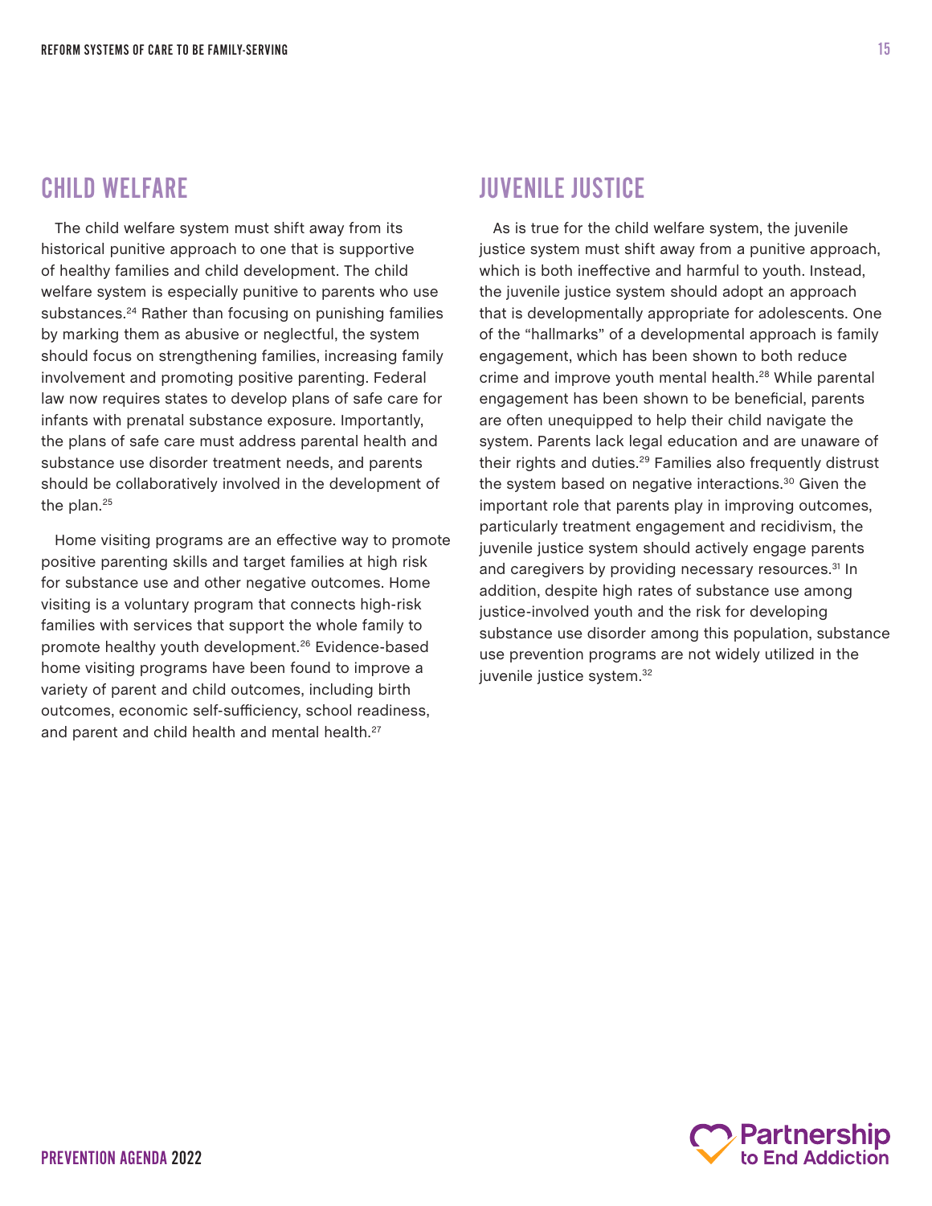## CHILD WELFARE

The child welfare system must shift away from its historical punitive approach to one that is supportive of healthy families and child development. The child welfare system is especially punitive to parents who use substances.[24] Rather than focusing on punishing families by marking them as abusive or neglectful, the system should focus on strengthening families, increasing family involvement and promoting positive parenting. Federal law now requires states to develop plans of safe care for infants with prenatal substance exposure. Importantly, the plans of safe care must address parental health and substance use disorder treatment needs, and parents should be collaboratively involved in the development of the plan.[25]

Home visiting programs are an effective way to promote positive parenting skills and target families at high risk for substance use and other negative outcomes. Home visiting is a voluntary program that connects high-risk families with services that support the whole family to promote healthy youth development.[26] Evidence-based home visiting programs have been found to improve a variety of parent and child outcomes, including birth outcomes, economic self-sufficiency, school readiness, and parent and child health and mental health.[27]

## JUVENILE JUSTICE

As is true for the child welfare system, the juvenile justice system must shift away from a punitive approach, which is both ineffective and harmful to youth. Instead, the juvenile justice system should adopt an approach that is developmentally appropriate for adolescents. One of the "hallmarks" of a developmental approach is family engagement, which has been shown to both reduce crime and improve youth mental health.[28] While parental engagement has been shown to be beneficial, parents are often unequipped to help their child navigate the system. Parents lack legal education and are unaware of their rights and duties.[29] Families also frequently distrust the system based on negative interactions.[30] Given the important role that parents play in improving outcomes, particularly treatment engagement and recidivism, the juvenile justice system should actively engage parents and caregivers by providing necessary resources.[31] In addition, despite high rates of substance use among justice-involved youth and the risk for developing substance use disorder among this population, substance use prevention programs are not widely utilized in the juvenile justice system.[32]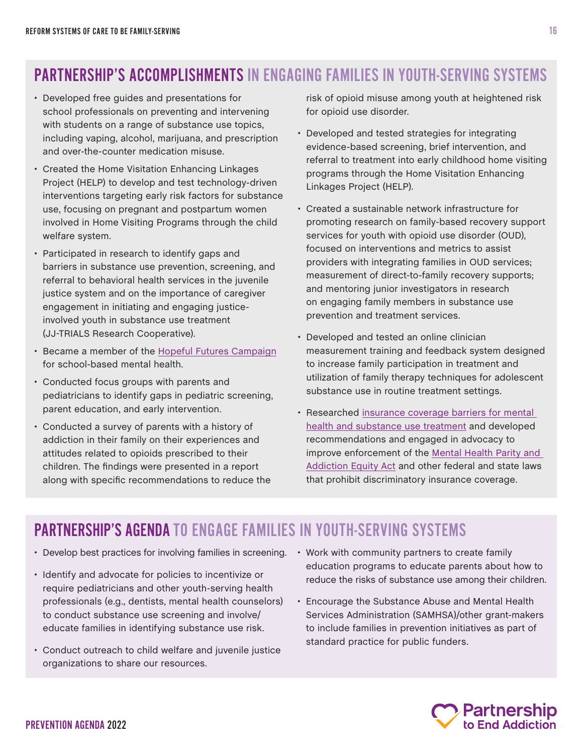## PARTNERSHIP'S ACCOMPLISHMENTS IN ENGAGING FAMILIES IN YOUTH-SERVING SYSTEMS

- Developed free guides and presentations for school professionals on preventing and intervening with students on a range of substance use topics, including vaping, alcohol, marijuana, and prescription and over-the-counter medication misuse.
- Created the Home Visitation Enhancing Linkages Project (HELP) to develop and test technology-driven interventions targeting early risk factors for substance use, focusing on pregnant and postpartum women involved in Home Visiting Programs through the child welfare system.
- Participated in research to identify gaps and barriers in substance use prevention, screening, and referral to behavioral health services in the juvenile justice system and on the importance of caregiver engagement in initiating and engaging justice-involved youth in substance use treatment (JJ-TRIALS Research Cooperative).
- Became a member of the Hopeful Futures Campaign for school-based mental health.
- Conducted focus groups with parents and pediatricians to identify gaps in pediatric screening, parent education, and early intervention.
- Conducted a survey of parents with a history of addiction in their family on their experiences and attitudes related to opioids prescribed to their children. The findings were presented in a report along with specific recommendations to reduce the risk of opioid misuse among youth at heightened risk for opioid use disorder.
- Developed and tested strategies for integrating evidence-based screening, brief intervention, and referral to treatment into early childhood home visiting programs through the Home Visitation Enhancing Linkages Project (HELP).
- Created a sustainable network infrastructure for promoting research on family-based recovery support services for youth with opioid use disorder (OUD), focused on interventions and metrics to assist providers with integrating families in OUD services; measurement of direct-to-family recovery supports; and mentoring junior investigators in research on engaging family members in substance use prevention and treatment services.
- Developed and tested an online clinician measurement training and feedback system designed to increase family participation in treatment and utilization of family therapy techniques for adolescent substance use in routine treatment settings.
- Researched insurance coverage barriers for mental health and substance use treatment and developed recommendations and engaged in advocacy to improve enforcement of the Mental Health Parity and Addiction Equity Act and other federal and state laws that prohibit discriminatory insurance coverage.

## PARTNERSHIP'S AGENDA TO ENGAGE FAMILIES IN YOUTH-SERVING SYSTEMS

- Develop best practices for involving families in screening.
- Identify and advocate for policies to incentivize or require pediatricians and other youth-serving health professionals (e.g., dentists, mental health counselors) to conduct substance use screening and involve/educate families in identifying substance use risk.
- Conduct outreach to child welfare and juvenile justice organizations to share our resources.
- Work with community partners to create family education programs to educate parents about how to reduce the risks of substance use among their children.
- Encourage the Substance Abuse and Mental Health Services Administration (SAMHSA)/other grant-makers to include families in prevention initiatives as part of standard practice for public funders.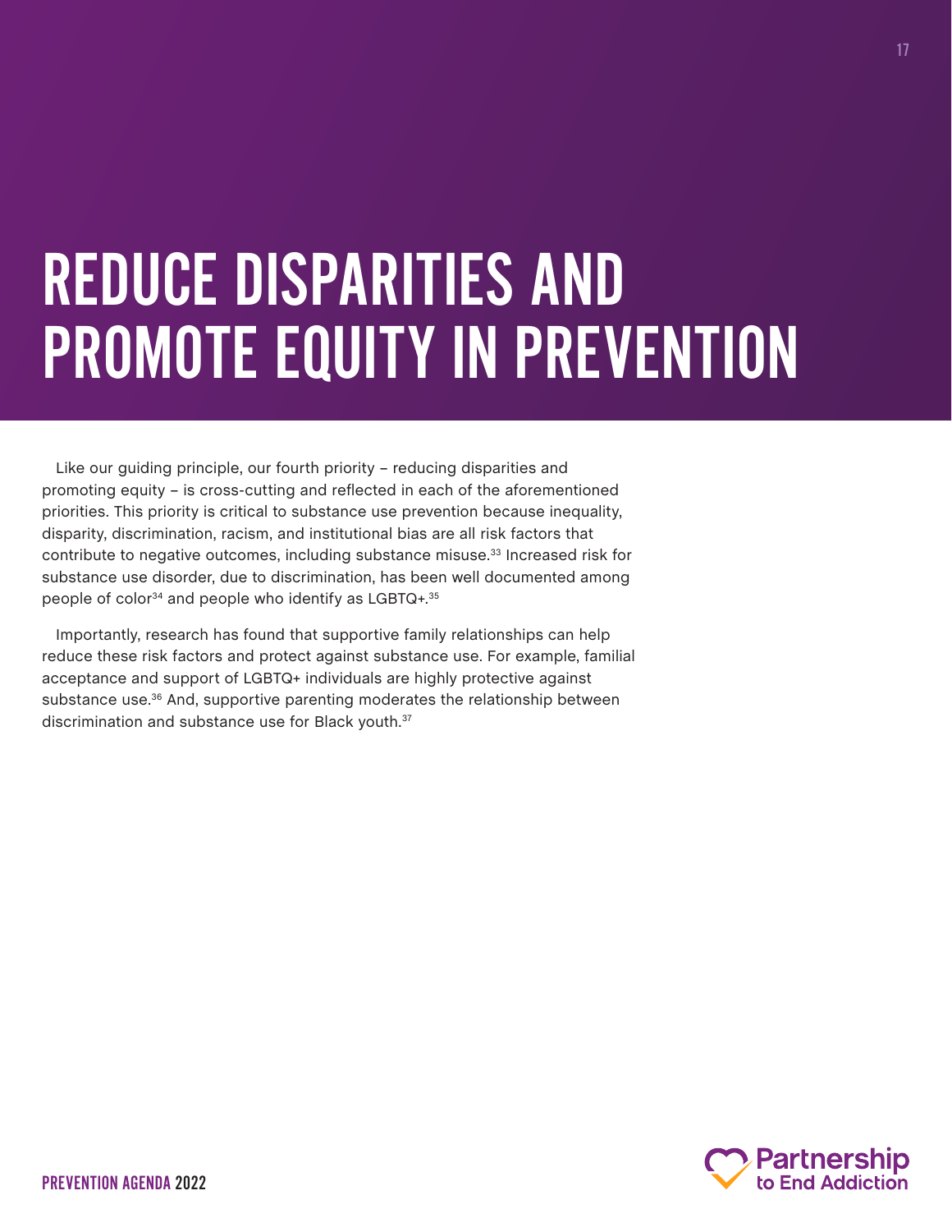# REDUCE DISPARITIES AND PROMOTE EQUITY IN PREVENTION

Like our guiding principle, our fourth priority – reducing disparities and promoting equity – is cross-cutting and reflected in each of the aforementioned priorities. This priority is critical to substance use prevention because inequality, disparity, discrimination, racism, and institutional bias are all risk factors that contribute to negative outcomes, including substance misuse.[33] Increased risk for substance use disorder, due to discrimination, has been well documented among people of color[34] and people who identify as LGBTQ+.[35]

Importantly, research has found that supportive family relationships can help reduce these risk factors and protect against substance use. For example, familial acceptance and support of LGBTQ+ individuals are highly protective against substance use.[36] And, supportive parenting moderates the relationship between discrimination and substance use for Black youth.[37]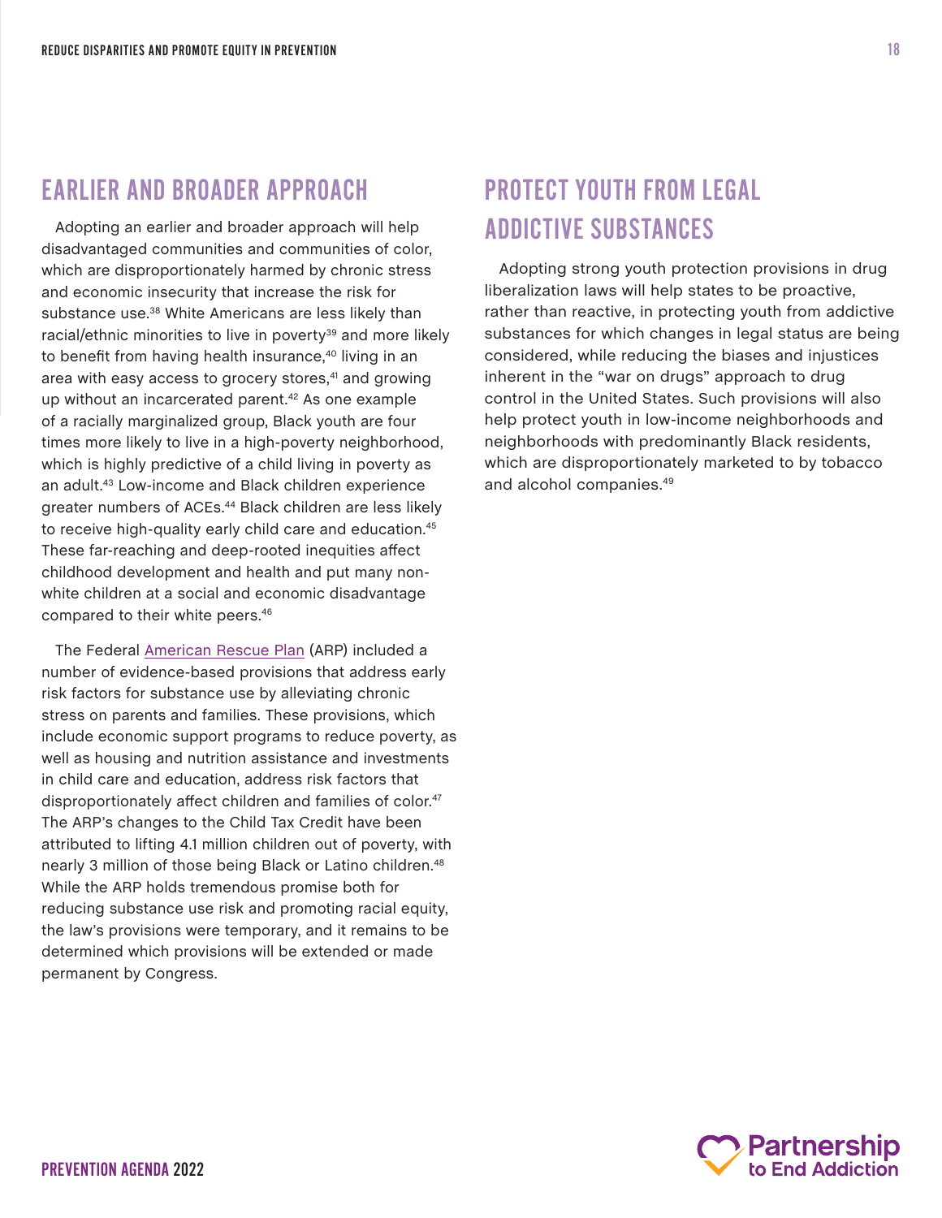## EARLIER AND BROADER APPROACH

Adopting an earlier and broader approach will help disadvantaged communities and communities of color, which are disproportionately harmed by chronic stress and economic insecurity that increase the risk for substance use.[38] White Americans are less likely than racial/ethnic minorities to live in poverty[39] and more likely to benefit from having health insurance,[40] living in an area with easy access to grocery stores,[41] and growing up without an incarcerated parent.[42] As one example of a racially marginalized group, Black youth are four times more likely to live in a high-poverty neighborhood, which is highly predictive of a child living in poverty as an adult.[43] Low-income and Black children experience greater numbers of ACEs.[44] Black children are less likely to receive high-quality early child care and education.[45] These far-reaching and deep-rooted inequities affect childhood development and health and put many non-white children at a social and economic disadvantage compared to their white peers.[46]

The Federal American Rescue Plan (ARP) included a number of evidence-based provisions that address early risk factors for substance use by alleviating chronic stress on parents and families. These provisions, which include economic support programs to reduce poverty, as well as housing and nutrition assistance and investments in child care and education, address risk factors that disproportionately affect children and families of color.[47] The ARP's changes to the Child Tax Credit have been attributed to lifting 4.1 million children out of poverty, with nearly 3 million of those being Black or Latino children.[48] While the ARP holds tremendous promise both for reducing substance use risk and promoting racial equity, the law's provisions were temporary, and it remains to be determined which provisions will be extended or made permanent by Congress.

## PROTECT YOUTH FROM LEGAL ADDICTIVE SUBSTANCES

Adopting strong youth protection provisions in drug liberalization laws will help states to be proactive, rather than reactive, in protecting youth from addictive substances for which changes in legal status are being considered, while reducing the biases and injustices inherent in the "war on drugs" approach to drug control in the United States. Such provisions will also help protect youth in low-income neighborhoods and neighborhoods with predominantly Black residents, which are disproportionately marketed to by tobacco and alcohol companies.[49]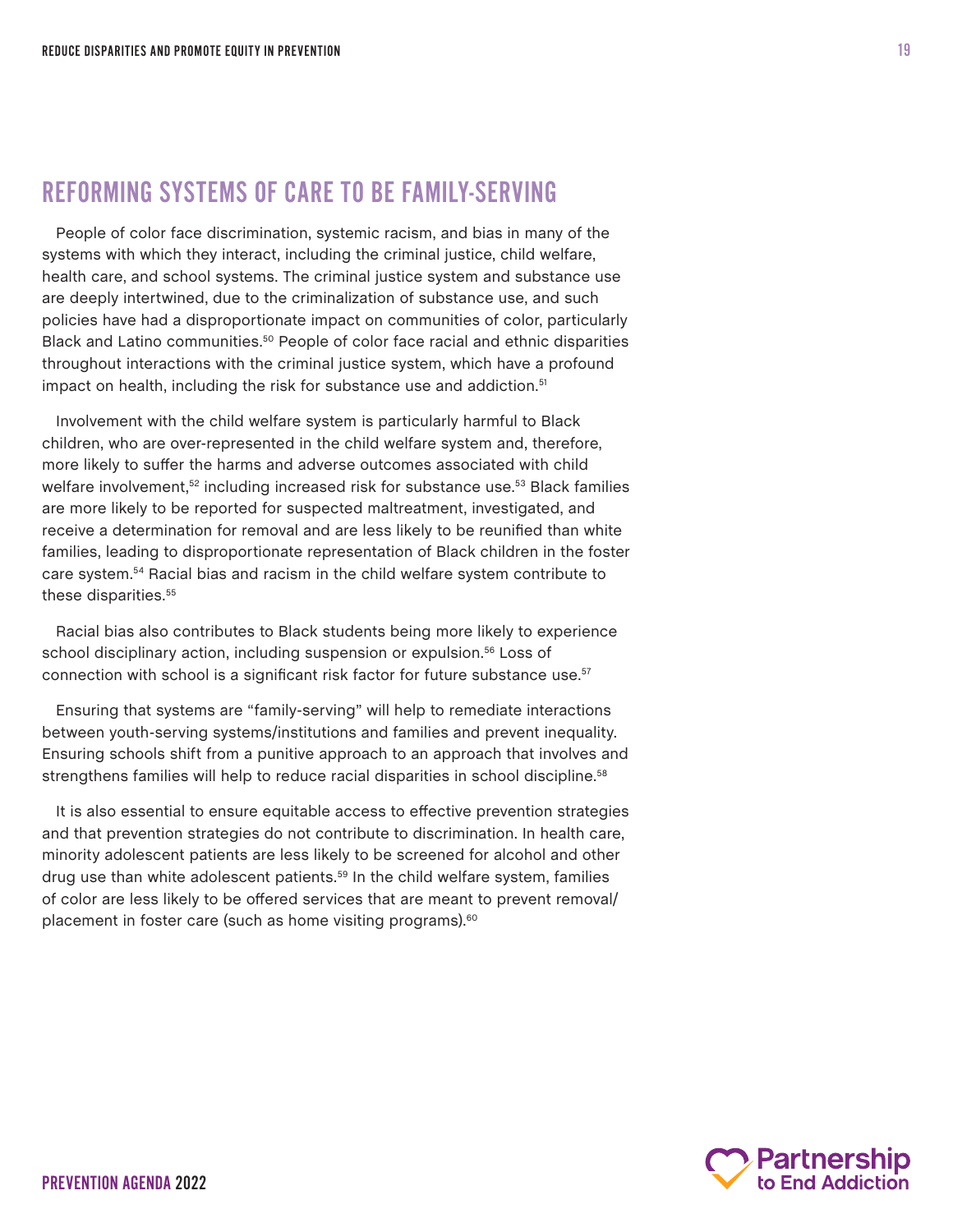## REFORMING SYSTEMS OF CARE TO BE FAMILY-SERVING

People of color face discrimination, systemic racism, and bias in many of the systems with which they interact, including the criminal justice, child welfare, health care, and school systems. The criminal justice system and substance use are deeply intertwined, due to the criminalization of substance use, and such policies have had a disproportionate impact on communities of color, particularly Black and Latino communities.[50] People of color face racial and ethnic disparities throughout interactions with the criminal justice system, which have a profound impact on health, including the risk for substance use and addiction.[51]

Involvement with the child welfare system is particularly harmful to Black children, who are over-represented in the child welfare system and, therefore, more likely to suffer the harms and adverse outcomes associated with child welfare involvement,[52] including increased risk for substance use.[53] Black families are more likely to be reported for suspected maltreatment, investigated, and receive a determination for removal and are less likely to be reunified than white families, leading to disproportionate representation of Black children in the foster care system.[54] Racial bias and racism in the child welfare system contribute to these disparities.[55]

Racial bias also contributes to Black students being more likely to experience school disciplinary action, including suspension or expulsion.[56] Loss of connection with school is a significant risk factor for future substance use.[57]

Ensuring that systems are "family-serving" will help to remediate interactions between youth-serving systems/institutions and families and prevent inequality. Ensuring schools shift from a punitive approach to an approach that involves and strengthens families will help to reduce racial disparities in school discipline.[58]

It is also essential to ensure equitable access to effective prevention strategies and that prevention strategies do not contribute to discrimination. In health care, minority adolescent patients are less likely to be screened for alcohol and other drug use than white adolescent patients.[59] In the child welfare system, families of color are less likely to be offered services that are meant to prevent removal/placement in foster care (such as home visiting programs).[60]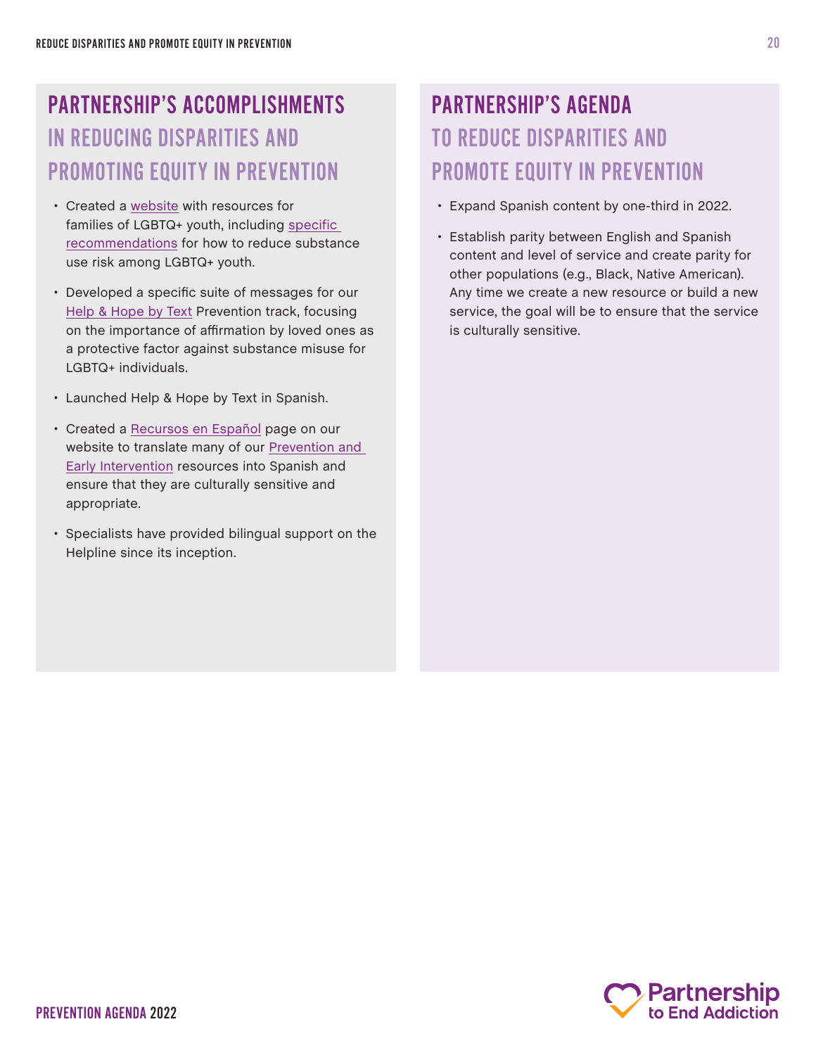## PARTNERSHIP'S ACCOMPLISHMENTS IN REDUCING DISPARITIES AND PROMOTING EQUITY IN PREVENTION

- Created a website with resources for families of LGBTQ+ youth, including specific recommendations for how to reduce substance use risk among LGBTQ+ youth.
- Developed a specific suite of messages for our Help & Hope by Text Prevention track, focusing on the importance of affirmation by loved ones as a protective factor against substance misuse for LGBTQ+ individuals.
- Launched Help & Hope by Text in Spanish.
- Created a Recursos en Español page on our website to translate many of our Prevention and Early Intervention resources into Spanish and ensure that they are culturally sensitive and appropriate.
- Specialists have provided bilingual support on the Helpline since its inception.

## PARTNERSHIP'S AGENDA TO REDUCE DISPARITIES AND PROMOTE EQUITY IN PREVENTION

- Expand Spanish content by one-third in 2022.
- Establish parity between English and Spanish content and level of service and create parity for other populations (e.g., Black, Native American). Any time we create a new resource or build a new service, the goal will be to ensure that the service is culturally sensitive.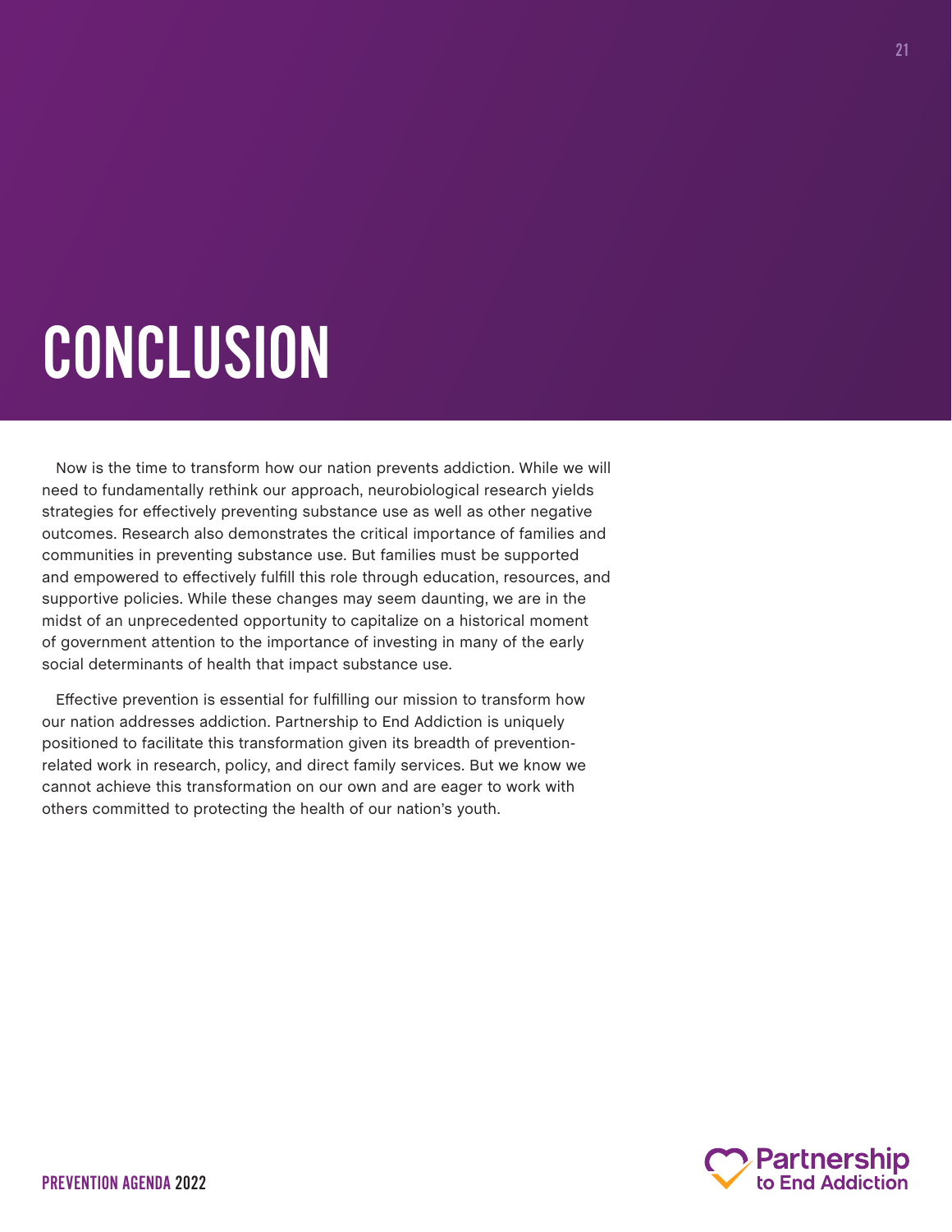# CONCLUSION

Now is the time to transform how our nation prevents addiction. While we will need to fundamentally rethink our approach, neurobiological research yields strategies for effectively preventing substance use as well as other negative outcomes. Research also demonstrates the critical importance of families and communities in preventing substance use. But families must be supported and empowered to effectively fulfill this role through education, resources, and supportive policies. While these changes may seem daunting, we are in the midst of an unprecedented opportunity to capitalize on a historical moment of government attention to the importance of investing in many of the early social determinants of health that impact substance use.

Effective prevention is essential for fulfilling our mission to transform how our nation addresses addiction. Partnership to End Addiction is uniquely positioned to facilitate this transformation given its breadth of prevention-related work in research, policy, and direct family services. But we know we cannot achieve this transformation on our own and are eager to work with others committed to protecting the health of our nation's youth.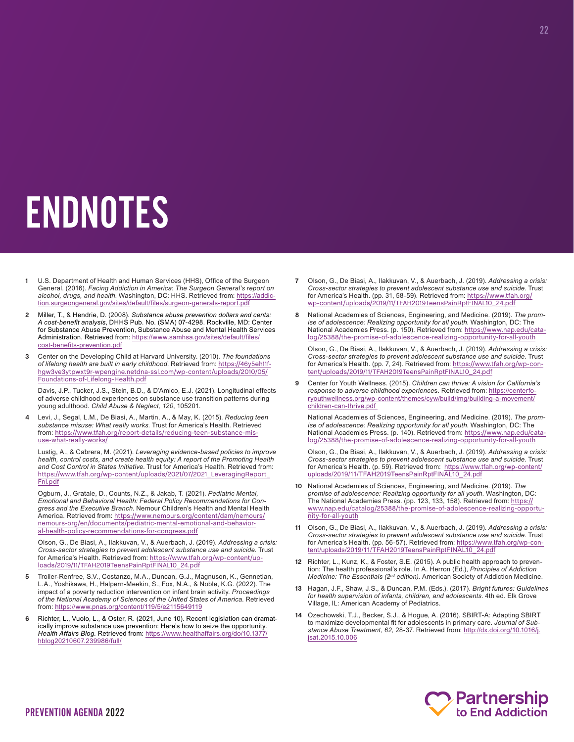# ENDNOTES

1. U.S. Department of Health and Human Services (HHS), Office of the Surgeon General. (2016). *Facing Addiction in America*: *The Surgeon General's report on alcohol, drugs, and health.* Washington, DC: HHS. Retrieved from: https://addiction.surgeongeneral.gov/sites/default/files/surgeon-generals-report.pdf

2. Miller, T., & Hendrie, D. (2008). *Substance abuse prevention dollars and cents: A cost-benefit analysis*, DHHS Pub. No. (SMA) 07-4298. Rockville, MD: Center for Substance Abuse Prevention, Substance Abuse and Mental Health Services Administration. Retrieved from: https://www.samhsa.gov/sites/default/files/cost-benefits-prevention.pdf

3. Center on the Developing Child at Harvard University. (2010). *The foundations of lifelong health are built in early childhood.* Retrieved from: https://46y5eh11fhgw3ve3ytpwxt9r-wpengine.netdna-ssl.com/wp-content/uploads/2010/05/Foundations-of-Lifelong-Health.pdf

   Davis, J.P., Tucker, J.S., Stein, B.D., & D'Amico, E.J. (2021). Longitudinal effects of adverse childhood experiences on substance use transition patterns during young adulthood. *Child Abuse & Neglect, 120*, 105201.

4. Levi, J., Segal, L.M., De Biasi, A., Martin, A., & May, K. (2015). *Reducing teen substance misuse: What really works.* Trust for America's Health. Retrieved from: https://www.tfah.org/report-details/reducing-teen-substance-misuse-what-really-works/

   Lustig, A., & Cabrera, M. (2021). *Leveraging evidence-based policies to improve health, control costs, and create health equity: A report of the Promoting Health and Cost Control in States Initiative.* Trust for America's Health. Retrieved from: https://www.tfah.org/wp-content/uploads/2021/07/2021_LeveragingReport_Fnl.pdf

   Ogburn, J., Gratale, D., Counts, N.Z., & Jakab, T. (2021). *Pediatric Mental, Emotional and Behavioral Health: Federal Policy Recommendations for Congress and the Executive Branch.* Nemour Children's Health and Mental Health America. Retrieved from: https://www.nemours.org/content/dam/nemours/nemours-org/en/documents/pediatric-mental-emotional-and-behavioral-health-policy-recommendations-for-congress.pdf

   Olson, G., De Biasi, A., Ilakkuvan, V., & Auerbach, J. (2019). *Addressing a crisis: Cross-sector strategies to prevent adolescent substance use and suicide.* Trust for America's Health. Retrieved from: https://www.tfah.org/wp-content/uploads/2019/11/TFAH2019TeensPainRptFINAL10_24.pdf

5. Troller-Renfree, S.V., Costanzo, M.A., Duncan, G.J., Magnuson, K., Gennetian, L.A., Yoshikawa, H., Halpern-Meekin, S., Fox, N.A., & Noble, K.G. (2022). The impact of a poverty reduction intervention on infant brain activity. *Proceedings of the National Academy of Sciences of the United States of America.* Retrieved from: https://www.pnas.org/content/119/5/e2115649119

6. Richter, L., Vuolo, L., & Oster, R. (2021, June 10). Recent legislation can dramatically improve substance use prevention: Here's how to seize the opportunity. *Health Affairs Blog.* Retrieved from: https://www.healthaffairs.org/do/10.1377/hblog20210607.239986/full/

7. Olson, G., De Biasi, A., Ilakkuvan, V., & Auerbach, J. (2019). *Addressing a crisis: Cross-sector strategies to prevent adolescent substance use and suicide.* Trust for America's Health. (pp. 31, 58-59). Retrieved from: https://www.tfah.org/wp-content/uploads/2019/11/TFAH2019TeensPainRptFINAL10_24.pdf

8. National Academies of Sciences, Engineering, and Medicine. (2019). *The promise of adolescence: Realizing opportunity for all youth.* Washington, DC: The National Academies Press. (p. 150). Retrieved from: https://www.nap.edu/catalog/25388/the-promise-of-adolescence-realizing-opportunity-for-all-youth

   Olson, G., De Biasi, A., Ilakkuvan, V., & Auerbach, J. (2019). *Addressing a crisis: Cross-sector strategies to prevent adolescent substance use and suicide.* Trust for America's Health. (pp. 7, 24). Retrieved from: https://www.tfah.org/wp-content/uploads/2019/11/TFAH2019TeensPainRptFINAL10_24.pdf

9. Center for Youth Wellness. (2015). *Children can thrive: A vision for California's response to adverse childhood experiences.* Retrieved from: https://centerforyouthwellness.org/wp-content/themes/cyw/build/img/building-a-movement/children-can-thrive.pdf

   National Academies of Sciences, Engineering, and Medicine. (2019). *The promise of adolescence: Realizing opportunity for all youth.* Washington, DC: The National Academies Press. (p. 140). Retrieved from: https://www.nap.edu/catalog/25388/the-promise-of-adolescence-realizing-opportunity-for-all-youth

   Olson, G., De Biasi, A., Ilakkuvan, V., & Auerbach, J. (2019). *Addressing a crisis: Cross-sector strategies to prevent adolescent substance use and suicide.* Trust for America's Health. (p. 59). Retrieved from: https://www.tfah.org/wp-content/uploads/2019/11/TFAH2019TeensPainRptFINAL10_24.pdf

10. National Academies of Sciences, Engineering, and Medicine. (2019). *The promise of adolescence: Realizing opportunity for all youth.* Washington, DC: The National Academies Press. (pp. 123, 133, 158). Retrieved from: https://www.nap.edu/catalog/25388/the-promise-of-adolescence-realizing-opportunity-for-all-youth

11. Olson, G., De Biasi, A., Ilakkuvan, V., & Auerbach, J. (2019). *Addressing a crisis: Cross-sector strategies to prevent adolescent substance use and suicide.* Trust for America's Health. (pp. 56-57). Retrieved from: https://www.tfah.org/wp-content/uploads/2019/11/TFAH2019TeensPainRptFINAL10_24.pdf

12. Richter, L., Kunz, K., & Foster, S.E. (2015). A public health approach to prevention: The health professional's role. In A. Herron (Ed.), *Principles of Addiction Medicine: The Essentials (2nd edition).* American Society of Addiction Medicine.

13. Hagan, J.F., Shaw, J.S., & Duncan, P.M. (Eds.). (2017). *Bright futures: Guidelines for health supervision of infants, children, and adolescents.* 4th ed. Elk Grove Village, IL: American Academy of Pediatrics.

14. Ozechowski, T.J., Becker, S.J., & Hogue, A. (2016). SBIRT-A: Adapting SBIRT to maximize developmental fit for adolescents in primary care. *Journal of Substance Abuse Treatment, 62,* 28-37. Retrieved from: http://dx.doi.org/10.1016/j.jsat.2015.10.006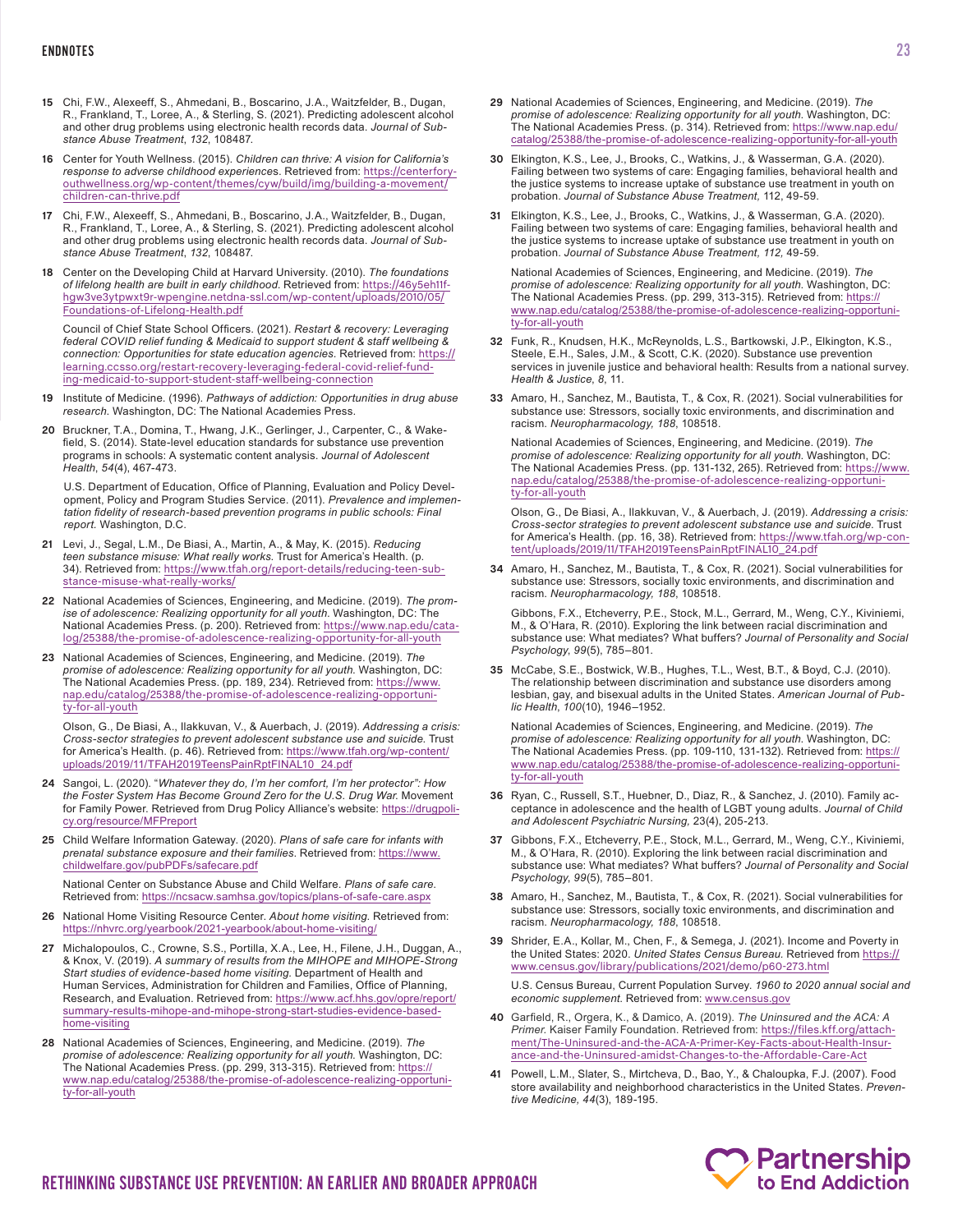## ENDNOTES

**15** Chi, F.W., Alexeeff, S., Ahmedani, B., Boscarino, J.A., Waitzfelder, B., Dugan, R., Frankland, T., Loree, A., & Sterling, S. (2021). Predicting adolescent alcohol and other drug problems using electronic health records data. *Journal of Substance Abuse Treatment*, *132*, 108487.

**16** Center for Youth Wellness. (2015). *Children can thrive: A vision for California's response to adverse childhood experiences.* Retrieved from: https://centerforyouthwellness.org/wp-content/themes/cyw/build/img/building-a-movement/children-can-thrive.pdf

**17** Chi, F.W., Alexeeff, S., Ahmedani, B., Boscarino, J.A., Waitzfelder, B., Dugan, R., Frankland, T., Loree, A., & Sterling, S. (2021). Predicting adolescent alcohol and other drug problems using electronic health records data. *Journal of Substance Abuse Treatment*, *132*, 108487.

**18** Center on the Developing Child at Harvard University. (2010). *The foundations of lifelong health are built in early childhood.* Retrieved from: https://46y5eh11fhgw3ve3ytpwxt9r-wpengine.netdna-ssl.com/wp-content/uploads/2010/05/Foundations-of-Lifelong-Health.pdf

Council of Chief State School Officers. (2021). *Restart & recovery: Leveraging federal COVID relief funding & Medicaid to support student & staff wellbeing & connection: Opportunities for state education agencies.* Retrieved from: https://learning.ccsso.org/restart-recovery-leveraging-federal-covid-relief-funding-medicaid-to-support-student-staff-wellbeing-connection

**19** Institute of Medicine. (1996). *Pathways of addiction: Opportunities in drug abuse research.* Washington, DC: The National Academies Press.

**20** Bruckner, T.A., Domina, T., Hwang, J.K., Gerlinger, J., Carpenter, C., & Wakefield, S. (2014). State-level education standards for substance use prevention programs in schools: A systematic content analysis. *Journal of Adolescent Health*, *54*(4), 467-473.

U.S. Department of Education, Office of Planning, Evaluation and Policy Development, Policy and Program Studies Service. (2011). *Prevalence and implementation fidelity of research-based prevention programs in public schools: Final report.* Washington, D.C.

**21** Levi, J., Segal, L.M., De Biasi, A., Martin, A., & May, K. (2015). *Reducing teen substance misuse: What really works.* Trust for America's Health. (p. 34). Retrieved from: https://www.tfah.org/report-details/reducing-teen-substance-misuse-what-really-works/

**22** National Academies of Sciences, Engineering, and Medicine. (2019). *The promise of adolescence: Realizing opportunity for all youth.* Washington, DC: The National Academies Press. (p. 200). Retrieved from: https://www.nap.edu/catalog/25388/the-promise-of-adolescence-realizing-opportunity-for-all-youth

**23** National Academies of Sciences, Engineering, and Medicine. (2019). *The promise of adolescence: Realizing opportunity for all youth.* Washington, DC: The National Academies Press. (pp. 189, 234). Retrieved from: https://www.nap.edu/catalog/25388/the-promise-of-adolescence-realizing-opportunity-for-all-youth

Olson, G., De Biasi, A., Ilakkuvan, V., & Auerbach, J. (2019). *Addressing a crisis: Cross-sector strategies to prevent adolescent substance use and suicide.* Trust for America's Health. (p. 46). Retrieved from: https://www.tfah.org/wp-content/uploads/2019/11/TFAH2019TeensPainRptFINAL10_24.pdf

**24** Sangoi, L. (2020). "*Whatever they do, I'm her comfort, I'm her protector": How the Foster System Has Become Ground Zero for the U.S. Drug War.* Movement for Family Power. Retrieved from Drug Policy Alliance's website: https://drugpolicy.org/resource/MFPreport

**25** Child Welfare Information Gateway. (2020). *Plans of safe care for infants with prenatal substance exposure and their families.* Retrieved from: https://www.childwelfare.gov/pubPDFs/safecare.pdf

National Center on Substance Abuse and Child Welfare. *Plans of safe care.* Retrieved from: https://ncsacw.samhsa.gov/topics/plans-of-safe-care.aspx

**26** National Home Visiting Resource Center. *About home visiting.* Retrieved from: https://nhvrc.org/yearbook/2021-yearbook/about-home-visiting/

**27** Michalopoulos, C., Crowne, S.S., Portilla, X.A., Lee, H., Filene, J.H., Duggan, A., & Knox, V. (2019). *A summary of results from the MIHOPE and MIHOPE-Strong Start studies of evidence-based home visiting.* Department of Health and Human Services, Administration for Children and Families, Office of Planning, Research, and Evaluation. Retrieved from: https://www.acf.hhs.gov/opre/report/summary-results-mihope-and-mihope-strong-start-studies-evidence-based-home-visiting

**28** National Academies of Sciences, Engineering, and Medicine. (2019). *The promise of adolescence: Realizing opportunity for all youth.* Washington, DC: The National Academies Press. (pp. 299, 313-315). Retrieved from: https://www.nap.edu/catalog/25388/the-promise-of-adolescence-realizing-opportunity-for-all-youth

**29** National Academies of Sciences, Engineering, and Medicine. (2019). *The promise of adolescence: Realizing opportunity for all youth.* Washington, DC: The National Academies Press. (p. 314). Retrieved from: https://www.nap.edu/catalog/25388/the-promise-of-adolescence-realizing-opportunity-for-all-youth

**30** Elkington, K.S., Lee, J., Brooks, C., Watkins, J., & Wasserman, G.A. (2020). Failing between two systems of care: Engaging families, behavioral health and the justice systems to increase uptake of substance use treatment in youth on probation. *Journal of Substance Abuse Treatment,* 112, 49-59.

**31** Elkington, K.S., Lee, J., Brooks, C., Watkins, J., & Wasserman, G.A. (2020). Failing between two systems of care: Engaging families, behavioral health and the justice systems to increase uptake of substance use treatment in youth on probation. *Journal of Substance Abuse Treatment, 112,* 49-59.

National Academies of Sciences, Engineering, and Medicine. (2019). *The promise of adolescence: Realizing opportunity for all youth.* Washington, DC: The National Academies Press. (pp. 299, 313-315). Retrieved from: https://www.nap.edu/catalog/25388/the-promise-of-adolescence-realizing-opportunity-for-all-youth

**32** Funk, R., Knudsen, H.K., McReynolds, L.S., Bartkowski, J.P., Elkington, K.S., Steele, E.H., Sales, J.M., & Scott, C.K. (2020). Substance use prevention services in juvenile justice and behavioral health: Results from a national survey. *Health & Justice*, *8*, 11.

**33** Amaro, H., Sanchez, M., Bautista, T., & Cox, R. (2021). Social vulnerabilities for substance use: Stressors, socially toxic environments, and discrimination and racism. *Neuropharmacology, 188*, 108518.

National Academies of Sciences, Engineering, and Medicine. (2019). *The promise of adolescence: Realizing opportunity for all youth.* Washington, DC: The National Academies Press. (pp. 131-132, 265). Retrieved from: https://www.nap.edu/catalog/25388/the-promise-of-adolescence-realizing-opportunity-for-all-youth

Olson, G., De Biasi, A., Ilakkuvan, V., & Auerbach, J. (2019). *Addressing a crisis: Cross-sector strategies to prevent adolescent substance use and suicide.* Trust for America's Health. (pp. 16, 38). Retrieved from: https://www.tfah.org/wp-content/uploads/2019/11/TFAH2019TeensPainRptFINAL10_24.pdf

**34** Amaro, H., Sanchez, M., Bautista, T., & Cox, R. (2021). Social vulnerabilities for substance use: Stressors, socially toxic environments, and discrimination and racism. *Neuropharmacology, 188*, 108518.

Gibbons, F.X., Etcheverry, P.E., Stock, M.L., Gerrard, M., Weng, C.Y., Kiviniemi, M., & O'Hara, R. (2010). Exploring the link between racial discrimination and substance use: What mediates? What buffers? *Journal of Personality and Social Psychology*, *99*(5), 785–801.

**35** McCabe, S.E., Bostwick, W.B., Hughes, T.L., West, B.T., & Boyd, C.J. (2010). The relationship between discrimination and substance use disorders among lesbian, gay, and bisexual adults in the United States. *American Journal of Public Health*, *100*(10), 1946–1952.

National Academies of Sciences, Engineering, and Medicine. (2019). *The promise of adolescence: Realizing opportunity for all youth.* Washington, DC: The National Academies Press. (pp. 109-110, 131-132). Retrieved from: https://www.nap.edu/catalog/25388/the-promise-of-adolescence-realizing-opportunity-for-all-youth

**36** Ryan, C., Russell, S.T., Huebner, D., Diaz, R., & Sanchez, J. (2010). Family acceptance in adolescence and the health of LGBT young adults. *Journal of Child and Adolescent Psychiatric Nursing,* 23(4), 205-213.

**37** Gibbons, F.X., Etcheverry, P.E., Stock, M.L., Gerrard, M., Weng, C.Y., Kiviniemi, M., & O'Hara, R. (2010). Exploring the link between racial discrimination and substance use: What mediates? What buffers? *Journal of Personality and Social Psychology*, *99*(5), 785–801.

**38** Amaro, H., Sanchez, M., Bautista, T., & Cox, R. (2021). Social vulnerabilities for substance use: Stressors, socially toxic environments, and discrimination and racism. *Neuropharmacology, 188*, 108518.

**39** Shrider, E.A., Kollar, M., Chen, F., & Semega, J. (2021). Income and Poverty in the United States: 2020. *United States Census Bureau.* Retrieved from https://www.census.gov/library/publications/2021/demo/p60-273.html

U.S. Census Bureau, Current Population Survey. *1960 to 2020 annual social and economic supplement.* Retrieved from: www.census.gov

**40** Garfield, R., Orgera, K., & Damico, A. (2019). *The Uninsured and the ACA: A Primer.* Kaiser Family Foundation. Retrieved from: https://files.kff.org/attachment/The-Uninsured-and-the-ACA-A-Primer-Key-Facts-about-Health-Insurance-and-the-Uninsured-amidst-Changes-to-the-Affordable-Care-Act

**41** Powell, L.M., Slater, S., Mirtcheva, D., Bao, Y., & Chaloupka, F.J. (2007). Food store availability and neighborhood characteristics in the United States. *Preventive Medicine, 44*(3), 189-195.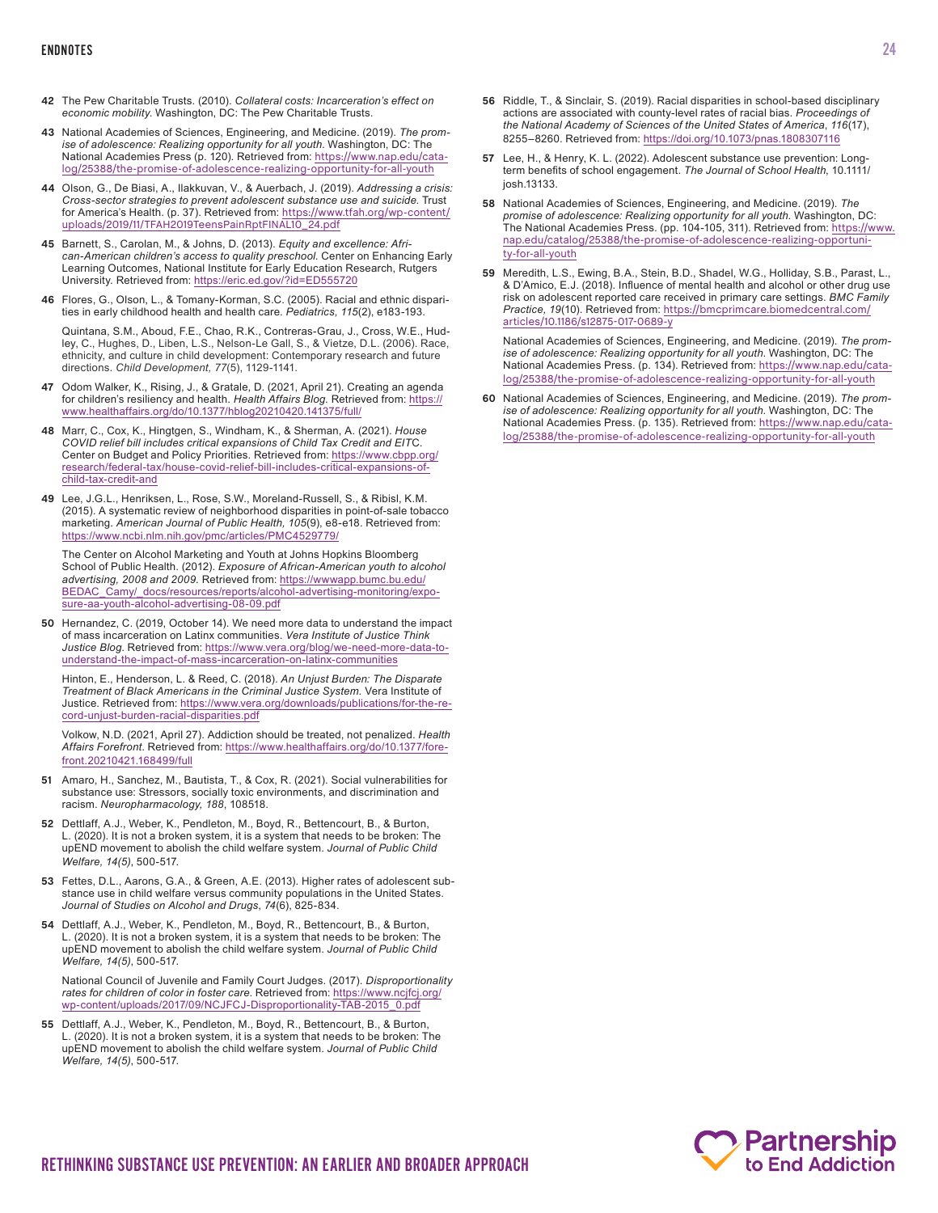## ENDNOTES

**42** The Pew Charitable Trusts. (2010). *Collateral costs: Incarceration's effect on economic mobility.* Washington, DC: The Pew Charitable Trusts.

**43** National Academies of Sciences, Engineering, and Medicine. (2019). *The promise of adolescence: Realizing opportunity for all youth.* Washington, DC: The National Academies Press (p. 120). Retrieved from: https://www.nap.edu/catalog/25388/the-promise-of-adolescence-realizing-opportunity-for-all-youth

**44** Olson, G., De Biasi, A., Ilakkuvan, V., & Auerbach, J. (2019). *Addressing a crisis: Cross-sector strategies to prevent adolescent substance use and suicide.* Trust for America's Health. (p. 37). Retrieved from: https://www.tfah.org/wp-content/uploads/2019/11/TFAH2019TeensPainRptFINAL10_24.pdf

**45** Barnett, S., Carolan, M., & Johns, D. (2013). *Equity and excellence: African-American children's access to quality preschool.* Center on Enhancing Early Learning Outcomes, National Institute for Early Education Research, Rutgers University. Retrieved from: https://eric.ed.gov/?id=ED555720

**46** Flores, G., Olson, L., & Tomany-Korman, S.C. (2005). Racial and ethnic disparities in early childhood health and health care. *Pediatrics, 115*(2), e183-193.

Quintana, S.M., Aboud, F.E., Chao, R.K., Contreras-Grau, J., Cross, W.E., Hudley, C., Hughes, D., Liben, L.S., Nelson-Le Gall, S., & Vietze, D.L. (2006). Race, ethnicity, and culture in child development: Contemporary research and future directions. *Child Development, 77*(5), 1129-1141.

**47** Odom Walker, K., Rising, J., & Gratale, D. (2021, April 21). Creating an agenda for children's resiliency and health. *Health Affairs Blog.* Retrieved from: https://www.healthaffairs.org/do/10.1377/hblog20210420.141375/full/

**48** Marr, C., Cox, K., Hingtgen, S., Windham, K., & Sherman, A. (2021). *House COVID relief bill includes critical expansions of Child Tax Credit and EITC.* Center on Budget and Policy Priorities. Retrieved from: https://www.cbpp.org/research/federal-tax/house-covid-relief-bill-includes-critical-expansions-of-child-tax-credit-and

**49** Lee, J.G.L., Henriksen, L., Rose, S.W., Moreland-Russell, S., & Ribisl, K.M. (2015). A systematic review of neighborhood disparities in point-of-sale tobacco marketing. *American Journal of Public Health, 105*(9), e8-e18. Retrieved from: https://www.ncbi.nlm.nih.gov/pmc/articles/PMC4529779/

The Center on Alcohol Marketing and Youth at Johns Hopkins Bloomberg School of Public Health. (2012). *Exposure of African-American youth to alcohol advertising, 2008 and 2009.* Retrieved from: https://wwwapp.bumc.bu.edu/BEDAC_Camy/_docs/resources/reports/alcohol-advertising-monitoring/exposure-aa-youth-alcohol-advertising-08-09.pdf

**50** Hernandez, C. (2019, October 14). We need more data to understand the impact of mass incarceration on Latinx communities. *Vera Institute of Justice Think Justice Blog.* Retrieved from: https://www.vera.org/blog/we-need-more-data-to-understand-the-impact-of-mass-incarceration-on-latinx-communities

Hinton, E., Henderson, L. & Reed, C. (2018). *An Unjust Burden: The Disparate Treatment of Black Americans in the Criminal Justice System.* Vera Institute of Justice. Retrieved from: https://www.vera.org/downloads/publications/for-the-record-unjust-burden-racial-disparities.pdf

Volkow, N.D. (2021, April 27). Addiction should be treated, not penalized. *Health Affairs Forefront.* Retrieved from: https://www.healthaffairs.org/do/10.1377/forefront.20210421.168499/full

**51** Amaro, H., Sanchez, M., Bautista, T., & Cox, R. (2021). Social vulnerabilities for substance use: Stressors, socially toxic environments, and discrimination and racism. *Neuropharmacology, 188*, 108518.

**52** Dettlaff, A.J., Weber, K., Pendleton, M., Boyd, R., Bettencourt, B., & Burton, L. (2020). It is not a broken system, it is a system that needs to be broken: The upEND movement to abolish the child welfare system. *Journal of Public Child Welfare, 14(5)*, 500-517.

**53** Fettes, D.L., Aarons, G.A., & Green, A.E. (2013). Higher rates of adolescent substance use in child welfare versus community populations in the United States. *Journal of Studies on Alcohol and Drugs*, *74*(6), 825-834.

**54** Dettlaff, A.J., Weber, K., Pendleton, M., Boyd, R., Bettencourt, B., & Burton, L. (2020). It is not a broken system, it is a system that needs to be broken: The upEND movement to abolish the child welfare system. *Journal of Public Child Welfare, 14(5)*, 500-517.

National Council of Juvenile and Family Court Judges. (2017). *Disproportionality rates for children of color in foster care.* Retrieved from: https://www.ncjfcj.org/wp-content/uploads/2017/09/NCJFCJ-Disproportionality-TAB-2015_0.pdf

**55** Dettlaff, A.J., Weber, K., Pendleton, M., Boyd, R., Bettencourt, B., & Burton, L. (2020). It is not a broken system, it is a system that needs to be broken: The upEND movement to abolish the child welfare system. *Journal of Public Child Welfare, 14(5)*, 500-517.

**56** Riddle, T., & Sinclair, S. (2019). Racial disparities in school-based disciplinary actions are associated with county-level rates of racial bias. *Proceedings of the National Academy of Sciences of the United States of America, 116*(17), 8255–8260. Retrieved from: https://doi.org/10.1073/pnas.1808307116

**57** Lee, H., & Henry, K. L. (2022). Adolescent substance use prevention: Long-term benefits of school engagement. *The Journal of School Health,* 10.1111/josh.13133.

**58** National Academies of Sciences, Engineering, and Medicine. (2019). *The promise of adolescence: Realizing opportunity for all youth.* Washington, DC: The National Academies Press. (pp. 104-105, 311). Retrieved from: https://www.nap.edu/catalog/25388/the-promise-of-adolescence-realizing-opportunity-for-all-youth

**59** Meredith, L.S., Ewing, B.A., Stein, B.D., Shadel, W.G., Holliday, S.B., Parast, L., & D'Amico, E.J. (2018). Influence of mental health and alcohol or other drug use risk on adolescent reported care received in primary care settings. *BMC Family Practice, 19*(10). Retrieved from: https://bmcprimcare.biomedcentral.com/articles/10.1186/s12875-017-0689-y

National Academies of Sciences, Engineering, and Medicine. (2019). *The promise of adolescence: Realizing opportunity for all youth.* Washington, DC: The National Academies Press. (p. 134). Retrieved from: https://www.nap.edu/catalog/25388/the-promise-of-adolescence-realizing-opportunity-for-all-youth

**60** National Academies of Sciences, Engineering, and Medicine. (2019). *The promise of adolescence: Realizing opportunity for all youth.* Washington, DC: The National Academies Press. (p. 135). Retrieved from: https://www.nap.edu/catalog/25388/the-promise-of-adolescence-realizing-opportunity-for-all-youth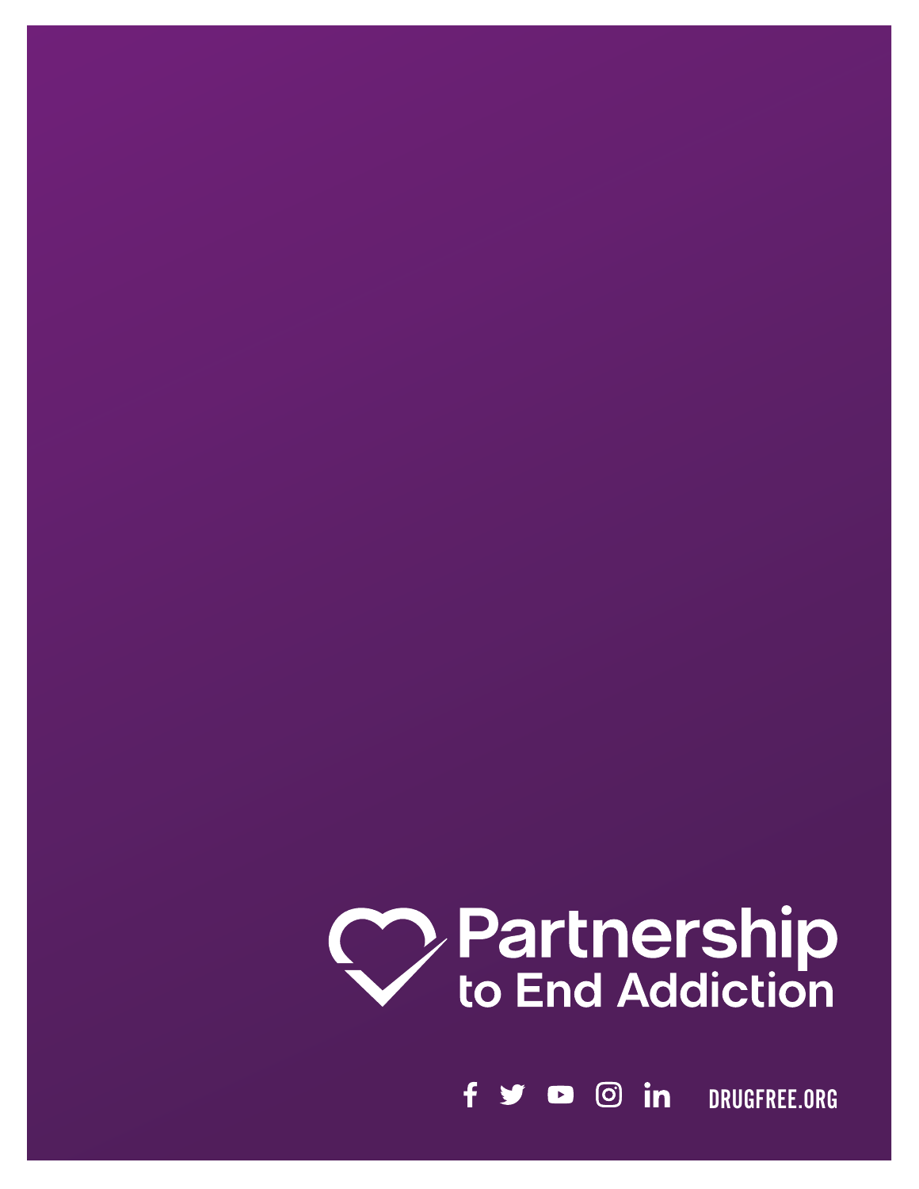Partnership to End Addiction

DRUGFREE.ORG